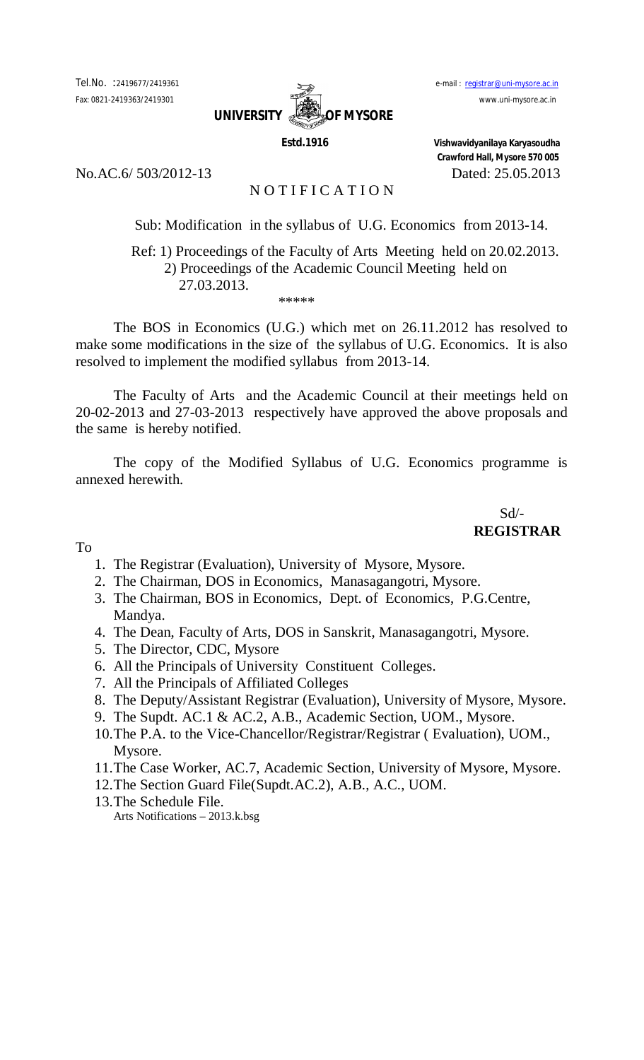Tel.No. :2419677/2419361

Fax: 0821-2419363/2419301

e-mail : registrar@uni-mysore.ac.in

www.uni-mysore.ac.in

**UNIVERSITY OF MYSORE**

**Estd.1916**

**Vishwavidyanilaya Karyasoudha**
**Crawford Hall, Mysore 570 005**

No.AC.6/ 503/2012-13 Dated: 25.05.2013

# NOTIFICATION

Sub: Modification in the syllabus of U.G. Economics from 2013-14.

Ref: 1) Proceedings of the Faculty of Arts Meeting held on 20.02.2013.
2) Proceedings of the Academic Council Meeting held on 27.03.2013.

*****

The BOS in Economics (U.G.) which met on 26.11.2012 has resolved to make some modifications in the size of the syllabus of U.G. Economics. It is also resolved to implement the modified syllabus from 2013-14.

The Faculty of Arts and the Academic Council at their meetings held on 20-02-2013 and 27-03-2013 respectively have approved the above proposals and the same is hereby notified.

The copy of the Modified Syllabus of U.G. Economics programme is annexed herewith.

Sd/-
**REGISTRAR**

To

1. The Registrar (Evaluation), University of Mysore, Mysore.
2. The Chairman, DOS in Economics, Manasagangotri, Mysore.
3. The Chairman, BOS in Economics, Dept. of Economics, P.G.Centre, Mandya.
4. The Dean, Faculty of Arts, DOS in Sanskrit, Manasagangotri, Mysore.
5. The Director, CDC, Mysore
6. All the Principals of University Constituent Colleges.
7. All the Principals of Affiliated Colleges
8. The Deputy/Assistant Registrar (Evaluation), University of Mysore, Mysore.
9. The Supdt. AC.1 & AC.2, A.B., Academic Section, UOM., Mysore.
10. The P.A. to the Vice-Chancellor/Registrar/Registrar ( Evaluation), UOM., Mysore.
11. The Case Worker, AC.7, Academic Section, University of Mysore, Mysore.
12. The Section Guard File(Supdt.AC.2), A.B., A.C., UOM.
13. The Schedule File.

Arts Notifications – 2013.k.bsg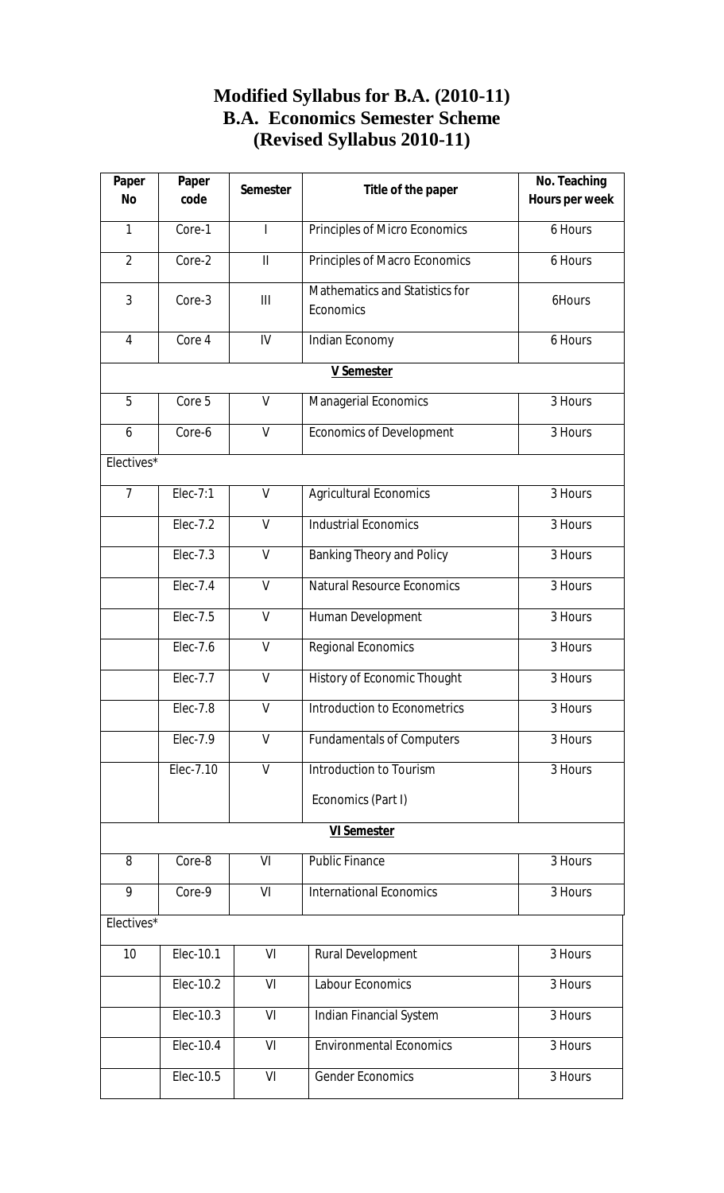# Modified Syllabus for B.A. (2010-11)
## B.A. Economics Semester Scheme
## (Revised Syllabus 2010-11)

| Paper No | Paper code | Semester | Title of the paper | No. Teaching Hours per week |
|---|---|---|---|---|
| 1 | Core-1 | I | Principles of Micro Economics | 6 Hours |
| 2 | Core-2 | II | Principles of Macro Economics | 6 Hours |
| 3 | Core-3 | III | Mathematics and Statistics for Economics | 6Hours |
| 4 | Core 4 | IV | Indian Economy | 6 Hours |
| | | | **V Semester** | |
| 5 | Core 5 | V | Managerial Economics | 3 Hours |
| 6 | Core-6 | V | Economics of Development | 3 Hours |
| Electives* | | | | |
| 7 | Elec-7:1 | V | Agricultural Economics | 3 Hours |
| | Elec-7.2 | V | Industrial Economics | 3 Hours |
| | Elec-7.3 | V | Banking Theory and Policy | 3 Hours |
| | Elec-7.4 | V | Natural Resource Economics | 3 Hours |
| | Elec-7.5 | V | Human Development | 3 Hours |
| | Elec-7.6 | V | Regional Economics | 3 Hours |
| | Elec-7.7 | V | History of Economic Thought | 3 Hours |
| | Elec-7.8 | V | Introduction to Econometrics | 3 Hours |
| | Elec-7.9 | V | Fundamentals of Computers | 3 Hours |
| | Elec-7.10 | V | Introduction to Tourism Economics (Part I) | 3 Hours |
| | | | **VI Semester** | |
| 8 | Core-8 | VI | Public Finance | 3 Hours |
| 9 | Core-9 | VI | International Economics | 3 Hours |
| Electives* | | | | |
| 10 | Elec-10.1 | VI | Rural Development | 3 Hours |
| | Elec-10.2 | VI | Labour Economics | 3 Hours |
| | Elec-10.3 | VI | Indian Financial System | 3 Hours |
| | Elec-10.4 | VI | Environmental Economics | 3 Hours |
| | Elec-10.5 | VI | Gender Economics | 3 Hours |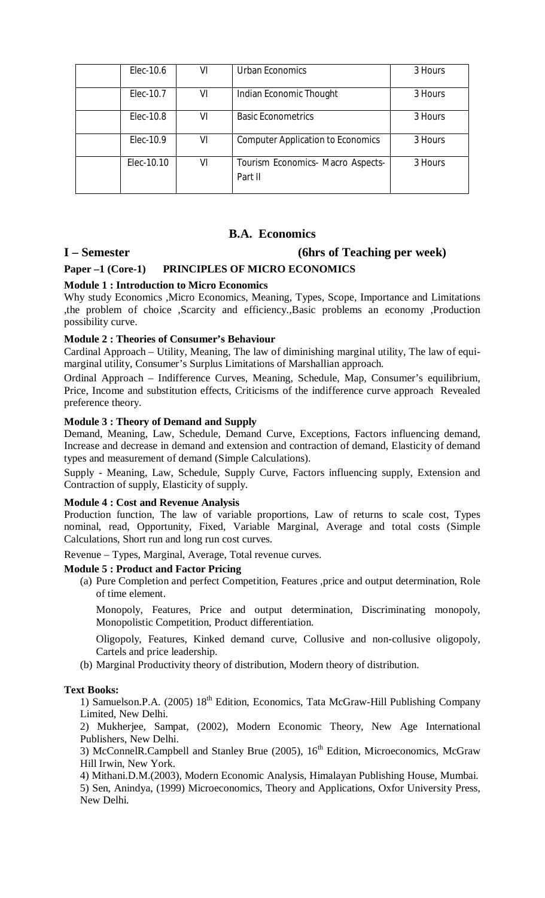| | Elec-10.6 | VI | Urban Economics | 3 Hours |
|---|---|---|---|---|
| | Elec-10.7 | VI | Indian Economic Thought | 3 Hours |
| | Elec-10.8 | VI | Basic Econometrics | 3 Hours |
| | Elec-10.9 | VI | Computer Application to Economics | 3 Hours |
| | Elec-10.10 | VI | Tourism Economics- Macro Aspects-Part II | 3 Hours |

## B.A. Economics

**I – Semester (6hrs of Teaching per week)**

**Paper –1 (Core-1) PRINCIPLES OF MICRO ECONOMICS**

**Module 1 : Introduction to Micro Economics**

Why study Economics ,Micro Economics, Meaning, Types, Scope, Importance and Limitations ,the problem of choice ,Scarcity and efficiency.,Basic problems an economy ,Production possibility curve.

**Module 2 : Theories of Consumer's Behaviour**

Cardinal Approach – Utility, Meaning, The law of diminishing marginal utility, The law of equi-marginal utility, Consumer's Surplus Limitations of Marshallian approach.

Ordinal Approach – Indifference Curves, Meaning, Schedule, Map, Consumer's equilibrium, Price, Income and substitution effects, Criticisms of the indifference curve approach Revealed preference theory.

**Module 3 : Theory of Demand and Supply**

Demand, Meaning, Law, Schedule, Demand Curve, Exceptions, Factors influencing demand, Increase and decrease in demand and extension and contraction of demand, Elasticity of demand types and measurement of demand (Simple Calculations).

Supply - Meaning, Law, Schedule, Supply Curve, Factors influencing supply, Extension and Contraction of supply, Elasticity of supply.

**Module 4 : Cost and Revenue Analysis**

Production function, The law of variable proportions, Law of returns to scale cost, Types nominal, read, Opportunity, Fixed, Variable Marginal, Average and total costs (Simple Calculations, Short run and long run cost curves.

Revenue – Types, Marginal, Average, Total revenue curves.

**Module 5 : Product and Factor Pricing**

(a) Pure Completion and perfect Competition, Features ,price and output determination, Role of time element.

Monopoly, Features, Price and output determination, Discriminating monopoly, Monopolistic Competition, Product differentiation.

Oligopoly, Features, Kinked demand curve, Collusive and non-collusive oligopoly, Cartels and price leadership.

(b) Marginal Productivity theory of distribution, Modern theory of distribution.

**Text Books:**

1) Samuelson.P.A. (2005) 18th Edition, Economics, Tata McGraw-Hill Publishing Company Limited, New Delhi.

2) Mukherjee, Sampat, (2002), Modern Economic Theory, New Age International Publishers, New Delhi.

3) McConnelR.Campbell and Stanley Brue (2005), 16th Edition, Microeconomics, McGraw Hill Irwin, New York.

4) Mithani.D.M.(2003), Modern Economic Analysis, Himalayan Publishing House, Mumbai.

5) Sen, Anindya, (1999) Microeconomics, Theory and Applications, Oxfor University Press, New Delhi.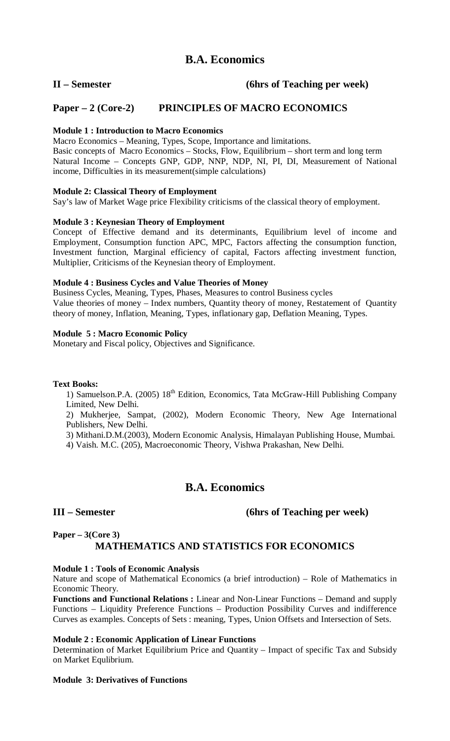# B.A. Economics

**II – Semester** **(6hrs of Teaching per week)**

## Paper – 2 (Core-2) PRINCIPLES OF MACRO ECONOMICS

**Module 1 : Introduction to Macro Economics**

Macro Economics – Meaning, Types, Scope, Importance and limitations.
Basic concepts of Macro Economics – Stocks, Flow, Equilibrium – short term and long term
Natural Income – Concepts GNP, GDP, NNP, NDP, NI, PI, DI, Measurement of National income, Difficulties in its measurement(simple calculations)

**Module 2: Classical Theory of Employment**

Say's law of Market Wage price Flexibility criticisms of the classical theory of employment.

**Module 3 : Keynesian Theory of Employment**

Concept of Effective demand and its determinants, Equilibrium level of income and Employment, Consumption function APC, MPC, Factors affecting the consumption function, Investment function, Marginal efficiency of capital, Factors affecting investment function, Multiplier, Criticisms of the Keynesian theory of Employment.

**Module 4 : Business Cycles and Value Theories of Money**

Business Cycles, Meaning, Types, Phases, Measures to control Business cycles
Value theories of money – Index numbers, Quantity theory of money, Restatement of Quantity theory of money, Inflation, Meaning, Types, inflationary gap, Deflation Meaning, Types.

**Module 5 : Macro Economic Policy**

Monetary and Fiscal policy, Objectives and Significance.

**Text Books:**

1) Samuelson.P.A. (2005) 18th Edition, Economics, Tata McGraw-Hill Publishing Company Limited, New Delhi.
2) Mukherjee, Sampat, (2002), Modern Economic Theory, New Age International Publishers, New Delhi.
3) Mithani.D.M.(2003), Modern Economic Analysis, Himalayan Publishing House, Mumbai.
4) Vaish. M.C. (205), Macroeconomic Theory, Vishwa Prakashan, New Delhi.

# B.A. Economics

**III – Semester** **(6hrs of Teaching per week)**

**Paper – 3(Core 3)**

## MATHEMATICS AND STATISTICS FOR ECONOMICS

**Module 1 : Tools of Economic Analysis**

Nature and scope of Mathematical Economics (a brief introduction) – Role of Mathematics in Economic Theory.

**Functions and Functional Relations :** Linear and Non-Linear Functions – Demand and supply Functions – Liquidity Preference Functions – Production Possibility Curves and indifference Curves as examples. Concepts of Sets : meaning, Types, Union Offsets and Intersection of Sets.

**Module 2 : Economic Application of Linear Functions**

Determination of Market Equilibrium Price and Quantity – Impact of specific Tax and Subsidy on Market Equlibrium.

**Module 3: Derivatives of Functions**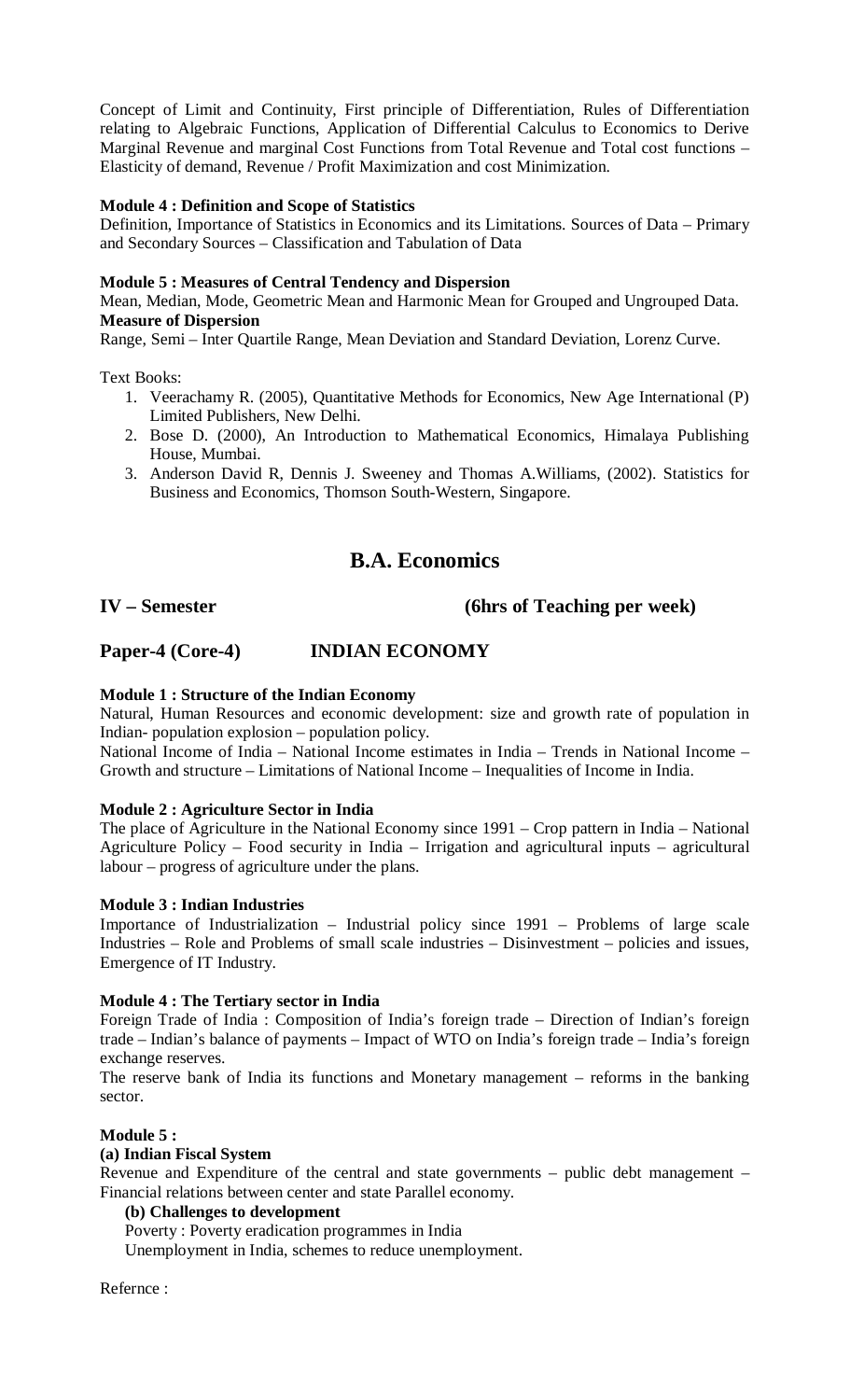Concept of Limit and Continuity, First principle of Differentiation, Rules of Differentiation relating to Algebraic Functions, Application of Differential Calculus to Economics to Derive Marginal Revenue and marginal Cost Functions from Total Revenue and Total cost functions – Elasticity of demand, Revenue / Profit Maximization and cost Minimization.

**Module 4 : Definition and Scope of Statistics**

Definition, Importance of Statistics in Economics and its Limitations. Sources of Data – Primary and Secondary Sources – Classification and Tabulation of Data

**Module 5 : Measures of Central Tendency and Dispersion**

Mean, Median, Mode, Geometric Mean and Harmonic Mean for Grouped and Ungrouped Data.

**Measure of Dispersion**

Range, Semi – Inter Quartile Range, Mean Deviation and Standard Deviation, Lorenz Curve.

Text Books:

1. Veerachamy R. (2005), Quantitative Methods for Economics, New Age International (P) Limited Publishers, New Delhi.
2. Bose D. (2000), An Introduction to Mathematical Economics, Himalaya Publishing House, Mumbai.
3. Anderson David R, Dennis J. Sweeney and Thomas A.Williams, (2002). Statistics for Business and Economics, Thomson South-Western, Singapore.

## B.A. Economics

**IV – Semester (6hrs of Teaching per week)**

**Paper-4 (Core-4) INDIAN ECONOMY**

**Module 1 : Structure of the Indian Economy**

Natural, Human Resources and economic development: size and growth rate of population in Indian- population explosion – population policy.

National Income of India – National Income estimates in India – Trends in National Income – Growth and structure – Limitations of National Income – Inequalities of Income in India.

**Module 2 : Agriculture Sector in India**

The place of Agriculture in the National Economy since 1991 – Crop pattern in India – National Agriculture Policy – Food security in India – Irrigation and agricultural inputs – agricultural labour – progress of agriculture under the plans.

**Module 3 : Indian Industries**

Importance of Industrialization – Industrial policy since 1991 – Problems of large scale Industries – Role and Problems of small scale industries – Disinvestment – policies and issues, Emergence of IT Industry.

**Module 4 : The Tertiary sector in India**

Foreign Trade of India : Composition of India's foreign trade – Direction of Indian's foreign trade – Indian's balance of payments – Impact of WTO on India's foreign trade – India's foreign exchange reserves.

The reserve bank of India its functions and Monetary management – reforms in the banking sector.

**Module 5 :**

**(a) Indian Fiscal System**

Revenue and Expenditure of the central and state governments – public debt management – Financial relations between center and state Parallel economy.

**(b) Challenges to development**

Poverty : Poverty eradication programmes in India

Unemployment in India, schemes to reduce unemployment.

Refernce :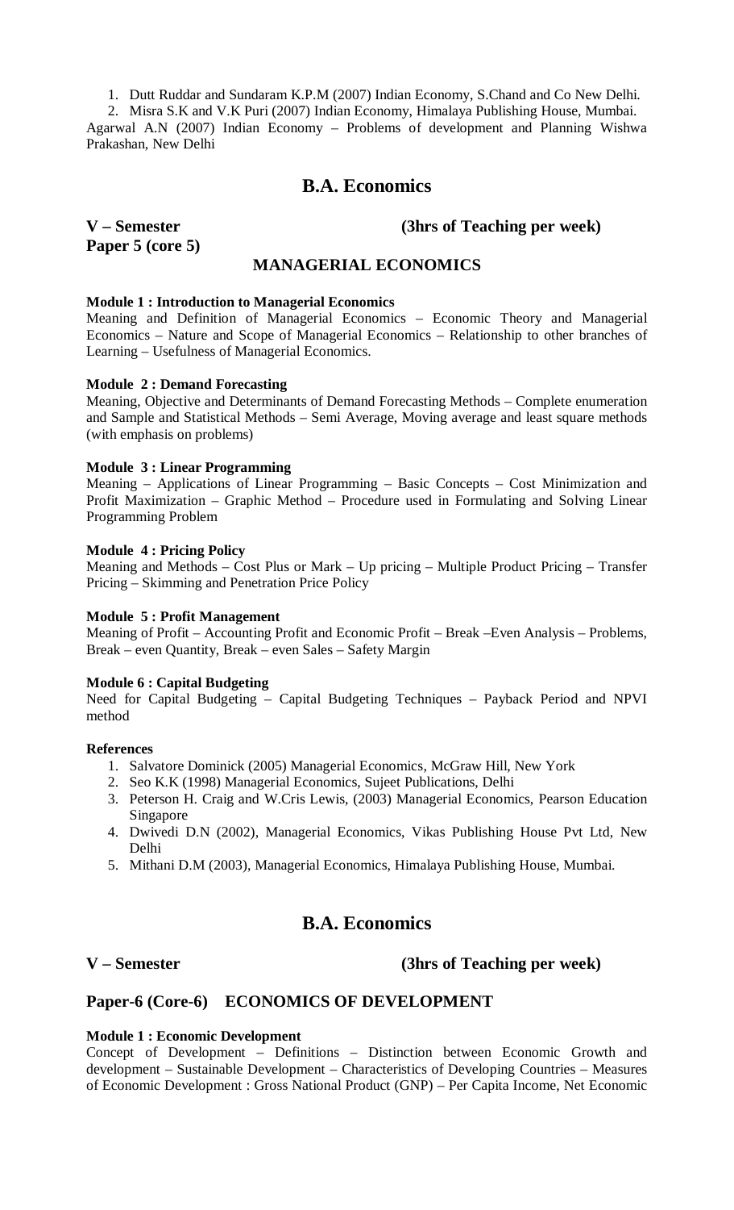1. Dutt Ruddar and Sundaram K.P.M (2007) Indian Economy, S.Chand and Co New Delhi.
2. Misra S.K and V.K Puri (2007) Indian Economy, Himalaya Publishing House, Mumbai.

Agarwal A.N (2007) Indian Economy – Problems of development and Planning Wishwa Prakashan, New Delhi

## B.A. Economics

**V – Semester** **(3hrs of Teaching per week)**

**Paper 5 (core 5)**

### MANAGERIAL ECONOMICS

**Module 1 : Introduction to Managerial Economics**

Meaning and Definition of Managerial Economics – Economic Theory and Managerial Economics – Nature and Scope of Managerial Economics – Relationship to other branches of Learning – Usefulness of Managerial Economics.

**Module 2 : Demand Forecasting**

Meaning, Objective and Determinants of Demand Forecasting Methods – Complete enumeration and Sample and Statistical Methods – Semi Average, Moving average and least square methods (with emphasis on problems)

**Module 3 : Linear Programming**

Meaning – Applications of Linear Programming – Basic Concepts – Cost Minimization and Profit Maximization – Graphic Method – Procedure used in Formulating and Solving Linear Programming Problem

**Module 4 : Pricing Policy**

Meaning and Methods – Cost Plus or Mark – Up pricing – Multiple Product Pricing – Transfer Pricing – Skimming and Penetration Price Policy

**Module 5 : Profit Management**

Meaning of Profit – Accounting Profit and Economic Profit – Break –Even Analysis – Problems, Break – even Quantity, Break – even Sales – Safety Margin

**Module 6 : Capital Budgeting**

Need for Capital Budgeting – Capital Budgeting Techniques – Payback Period and NPVI method

**References**

1. Salvatore Dominick (2005) Managerial Economics, McGraw Hill, New York
2. Seo K.K (1998) Managerial Economics, Sujeet Publications, Delhi
3. Peterson H. Craig and W.Cris Lewis, (2003) Managerial Economics, Pearson Education Singapore
4. Dwivedi D.N (2002), Managerial Economics, Vikas Publishing House Pvt Ltd, New Delhi
5. Mithani D.M (2003), Managerial Economics, Himalaya Publishing House, Mumbai.

## B.A. Economics

**V – Semester** **(3hrs of Teaching per week)**

### Paper-6 (Core-6) ECONOMICS OF DEVELOPMENT

**Module 1 : Economic Development**

Concept of Development – Definitions – Distinction between Economic Growth and development – Sustainable Development – Characteristics of Developing Countries – Measures of Economic Development : Gross National Product (GNP) – Per Capita Income, Net Economic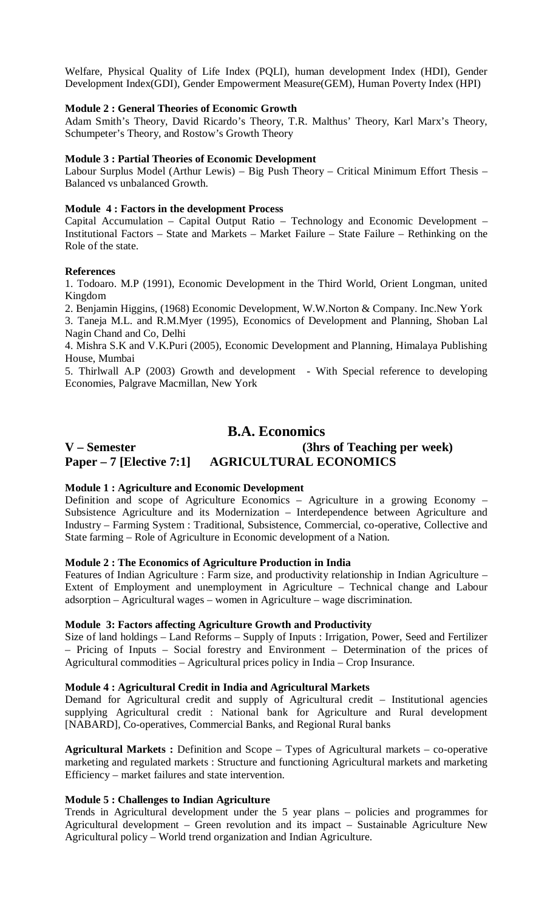Welfare, Physical Quality of Life Index (PQLI), human development Index (HDI), Gender Development Index(GDI), Gender Empowerment Measure(GEM), Human Poverty Index (HPI)

**Module 2 : General Theories of Economic Growth**
Adam Smith's Theory, David Ricardo's Theory, T.R. Malthus' Theory, Karl Marx's Theory, Schumpeter's Theory, and Rostow's Growth Theory

**Module 3 : Partial Theories of Economic Development**
Labour Surplus Model (Arthur Lewis) – Big Push Theory – Critical Minimum Effort Thesis – Balanced vs unbalanced Growth.

**Module 4 : Factors in the development Process**
Capital Accumulation – Capital Output Ratio – Technology and Economic Development – Institutional Factors – State and Markets – Market Failure – State Failure – Rethinking on the Role of the state.

**References**

1. Todoaro. M.P (1991), Economic Development in the Third World, Orient Longman, united Kingdom
2. Benjamin Higgins, (1968) Economic Development, W.W.Norton & Company. Inc.New York
3. Taneja M.L. and R.M.Myer (1995), Economics of Development and Planning, Shoban Lal Nagin Chand and Co, Delhi
4. Mishra S.K and V.K.Puri (2005), Economic Development and Planning, Himalaya Publishing House, Mumbai
5. Thirlwall A.P (2003) Growth and development - With Special reference to developing Economies, Palgrave Macmillan, New York

## B.A. Economics

### V – Semester (3hrs of Teaching per week)
### Paper – 7 [Elective 7:1] AGRICULTURAL ECONOMICS

**Module 1 : Agriculture and Economic Development**
Definition and scope of Agriculture Economics – Agriculture in a growing Economy – Subsistence Agriculture and its Modernization – Interdependence between Agriculture and Industry – Farming System : Traditional, Subsistence, Commercial, co-operative, Collective and State farming – Role of Agriculture in Economic development of a Nation.

**Module 2 : The Economics of Agriculture Production in India**
Features of Indian Agriculture : Farm size, and productivity relationship in Indian Agriculture – Extent of Employment and unemployment in Agriculture – Technical change and Labour adsorption – Agricultural wages – women in Agriculture – wage discrimination.

**Module 3: Factors affecting Agriculture Growth and Productivity**
Size of land holdings – Land Reforms – Supply of Inputs : Irrigation, Power, Seed and Fertilizer – Pricing of Inputs – Social forestry and Environment – Determination of the prices of Agricultural commodities – Agricultural prices policy in India – Crop Insurance.

**Module 4 : Agricultural Credit in India and Agricultural Markets**
Demand for Agricultural credit and supply of Agricultural credit – Institutional agencies supplying Agricultural credit : National bank for Agriculture and Rural development [NABARD], Co-operatives, Commercial Banks, and Regional Rural banks

**Agricultural Markets :** Definition and Scope – Types of Agricultural markets – co-operative marketing and regulated markets : Structure and functioning Agricultural markets and marketing Efficiency – market failures and state intervention.

**Module 5 : Challenges to Indian Agriculture**
Trends in Agricultural development under the 5 year plans – policies and programmes for Agricultural development – Green revolution and its impact – Sustainable Agriculture New Agricultural policy – World trend organization and Indian Agriculture.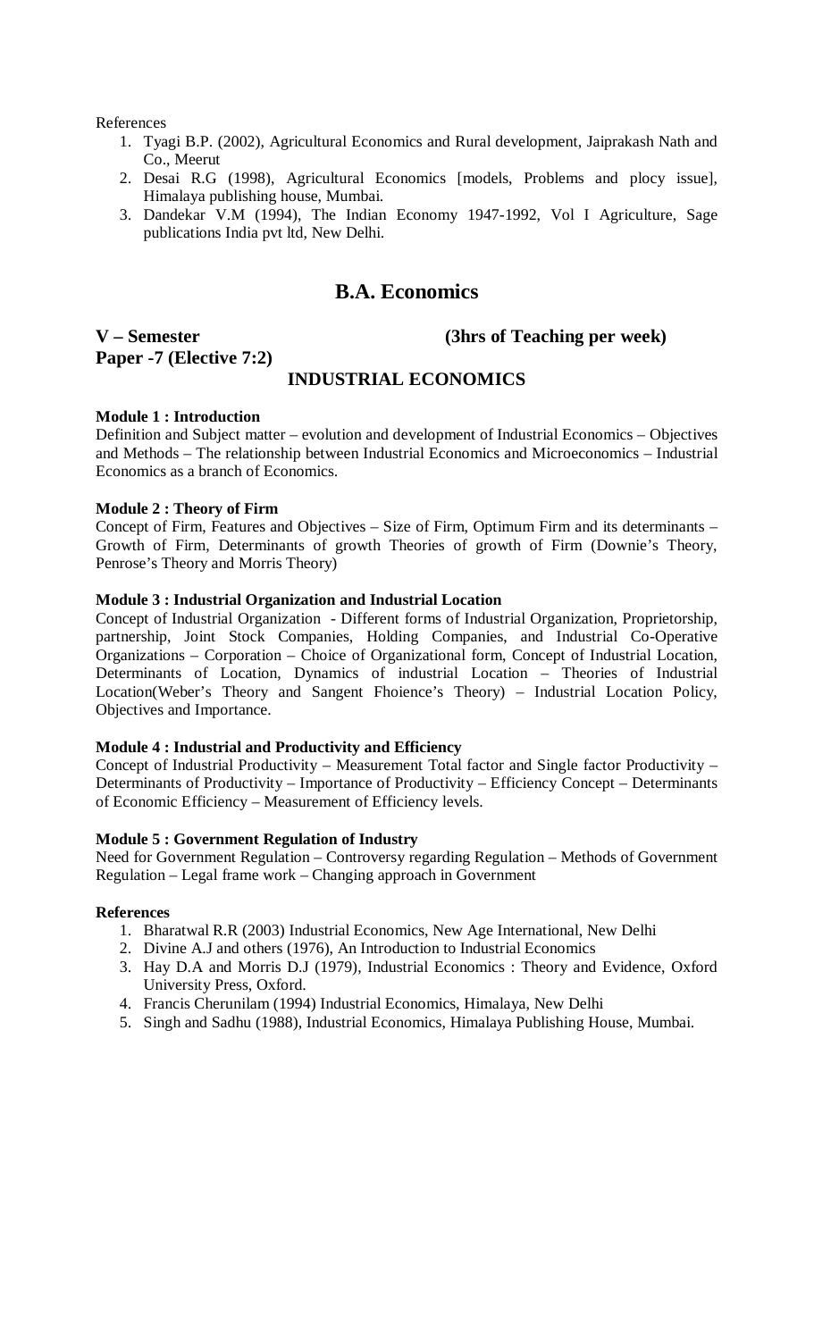References

1. Tyagi B.P. (2002), Agricultural Economics and Rural development, Jaiprakash Nath and Co., Meerut
2. Desai R.G (1998), Agricultural Economics [models, Problems and plocy issue], Himalaya publishing house, Mumbai.
3. Dandekar V.M (1994), The Indian Economy 1947-1992, Vol I Agriculture, Sage publications India pvt ltd, New Delhi.

# B.A. Economics

**V – Semester** **(3hrs of Teaching per week)**

**Paper -7 (Elective 7:2)**

## INDUSTRIAL ECONOMICS

**Module 1 : Introduction**

Definition and Subject matter – evolution and development of Industrial Economics – Objectives and Methods – The relationship between Industrial Economics and Microeconomics – Industrial Economics as a branch of Economics.

**Module 2 : Theory of Firm**

Concept of Firm, Features and Objectives – Size of Firm, Optimum Firm and its determinants – Growth of Firm, Determinants of growth Theories of growth of Firm (Downie's Theory, Penrose's Theory and Morris Theory)

**Module 3 : Industrial Organization and Industrial Location**

Concept of Industrial Organization - Different forms of Industrial Organization, Proprietorship, partnership, Joint Stock Companies, Holding Companies, and Industrial Co-Operative Organizations – Corporation – Choice of Organizational form, Concept of Industrial Location, Determinants of Location, Dynamics of industrial Location – Theories of Industrial Location(Weber's Theory and Sangent Fhoience's Theory) – Industrial Location Policy, Objectives and Importance.

**Module 4 : Industrial and Productivity and Efficiency**

Concept of Industrial Productivity – Measurement Total factor and Single factor Productivity – Determinants of Productivity – Importance of Productivity – Efficiency Concept – Determinants of Economic Efficiency – Measurement of Efficiency levels.

**Module 5 : Government Regulation of Industry**

Need for Government Regulation – Controversy regarding Regulation – Methods of Government Regulation – Legal frame work – Changing approach in Government

**References**

1. Bharatwal R.R (2003) Industrial Economics, New Age International, New Delhi
2. Divine A.J and others (1976), An Introduction to Industrial Economics
3. Hay D.A and Morris D.J (1979), Industrial Economics : Theory and Evidence, Oxford University Press, Oxford.
4. Francis Cherunilam (1994) Industrial Economics, Himalaya, New Delhi
5. Singh and Sadhu (1988), Industrial Economics, Himalaya Publishing House, Mumbai.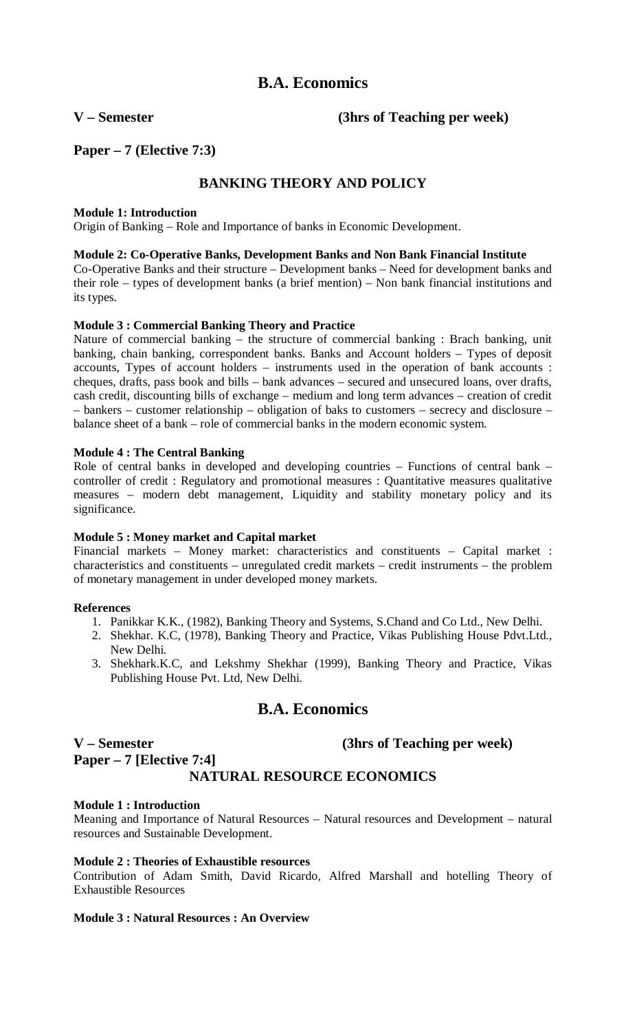# B.A. Economics

**V – Semester** **(3hrs of Teaching per week)**

**Paper – 7 (Elective 7:3)**

## BANKING THEORY AND POLICY

**Module 1: Introduction**

Origin of Banking – Role and Importance of banks in Economic Development.

**Module 2: Co-Operative Banks, Development Banks and Non Bank Financial Institute**

Co-Operative Banks and their structure – Development banks – Need for development banks and their role – types of development banks (a brief mention) – Non bank financial institutions and its types.

**Module 3 : Commercial Banking Theory and Practice**

Nature of commercial banking – the structure of commercial banking : Brach banking, unit banking, chain banking, correspondent banks. Banks and Account holders – Types of deposit accounts, Types of account holders – instruments used in the operation of bank accounts : cheques, drafts, pass book and bills – bank advances – secured and unsecured loans, over drafts, cash credit, discounting bills of exchange – medium and long term advances – creation of credit – bankers – customer relationship – obligation of baks to customers – secrecy and disclosure – balance sheet of a bank – role of commercial banks in the modern economic system.

**Module 4 : The Central Banking**

Role of central banks in developed and developing countries – Functions of central bank – controller of credit : Regulatory and promotional measures : Quantitative measures qualitative measures – modern debt management, Liquidity and stability monetary policy and its significance.

**Module 5 : Money market and Capital market**

Financial markets – Money market: characteristics and constituents – Capital market : characteristics and constituents – unregulated credit markets – credit instruments – the problem of monetary management in under developed money markets.

**References**

1. Panikkar K.K., (1982), Banking Theory and Systems, S.Chand and Co Ltd., New Delhi.
2. Shekhar. K.C, (1978), Banking Theory and Practice, Vikas Publishing House Pdvt.Ltd., New Delhi.
3. Shekhark.K.C, and Lekshmy Shekhar (1999), Banking Theory and Practice, Vikas Publishing House Pvt. Ltd, New Delhi.

# B.A. Economics

**V – Semester** **(3hrs of Teaching per week)**

**Paper – 7 [Elective 7:4]**

## NATURAL RESOURCE ECONOMICS

**Module 1 : Introduction**

Meaning and Importance of Natural Resources – Natural resources and Development – natural resources and Sustainable Development.

**Module 2 : Theories of Exhaustible resources**

Contribution of Adam Smith, David Ricardo, Alfred Marshall and hotelling Theory of Exhaustible Resources

**Module 3 : Natural Resources : An Overview**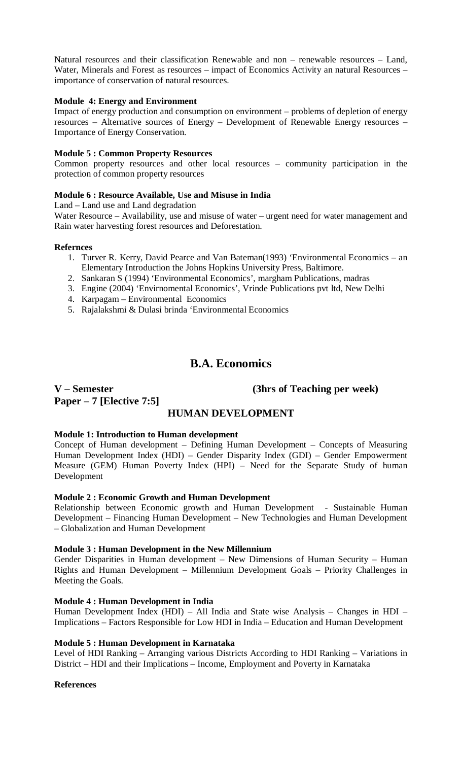Natural resources and their classification Renewable and non – renewable resources – Land, Water, Minerals and Forest as resources – impact of Economics Activity an natural Resources – importance of conservation of natural resources.

**Module 4: Energy and Environment**

Impact of energy production and consumption on environment – problems of depletion of energy resources – Alternative sources of Energy – Development of Renewable Energy resources – Importance of Energy Conservation.

**Module 5 : Common Property Resources**

Common property resources and other local resources – community participation in the protection of common property resources

**Module 6 : Resource Available, Use and Misuse in India**

Land – Land use and Land degradation

Water Resource – Availability, use and misuse of water – urgent need for water management and Rain water harvesting forest resources and Deforestation.

**Refernces**

1. Turver R. Kerry, David Pearce and Van Bateman(1993) 'Environmental Economics – an Elementary Introduction the Johns Hopkins University Press, Baltimore.
2. Sankaran S (1994) 'Environmental Economics', margham Publications, madras
3. Engine (2004) 'Envirnomental Economics', Vrinde Publications pvt ltd, New Delhi
4. Karpagam – Environmental Economics
5. Rajalakshmi & Dulasi brinda 'Environmental Economics

## B.A. Economics

**V – Semester** **(3hrs of Teaching per week)**

**Paper – 7 [Elective 7:5]**

### HUMAN DEVELOPMENT

**Module 1: Introduction to Human development**

Concept of Human development – Defining Human Development – Concepts of Measuring Human Development Index (HDI) – Gender Disparity Index (GDI) – Gender Empowerment Measure (GEM) Human Poverty Index (HPI) – Need for the Separate Study of human Development

**Module 2 : Economic Growth and Human Development**

Relationship between Economic growth and Human Development - Sustainable Human Development – Financing Human Development – New Technologies and Human Development – Globalization and Human Development

**Module 3 : Human Development in the New Millennium**

Gender Disparities in Human development – New Dimensions of Human Security – Human Rights and Human Development – Millennium Development Goals – Priority Challenges in Meeting the Goals.

**Module 4 : Human Development in India**

Human Development Index (HDI) – All India and State wise Analysis – Changes in HDI – Implications – Factors Responsible for Low HDI in India – Education and Human Development

**Module 5 : Human Development in Karnataka**

Level of HDI Ranking – Arranging various Districts According to HDI Ranking – Variations in District – HDI and their Implications – Income, Employment and Poverty in Karnataka

**References**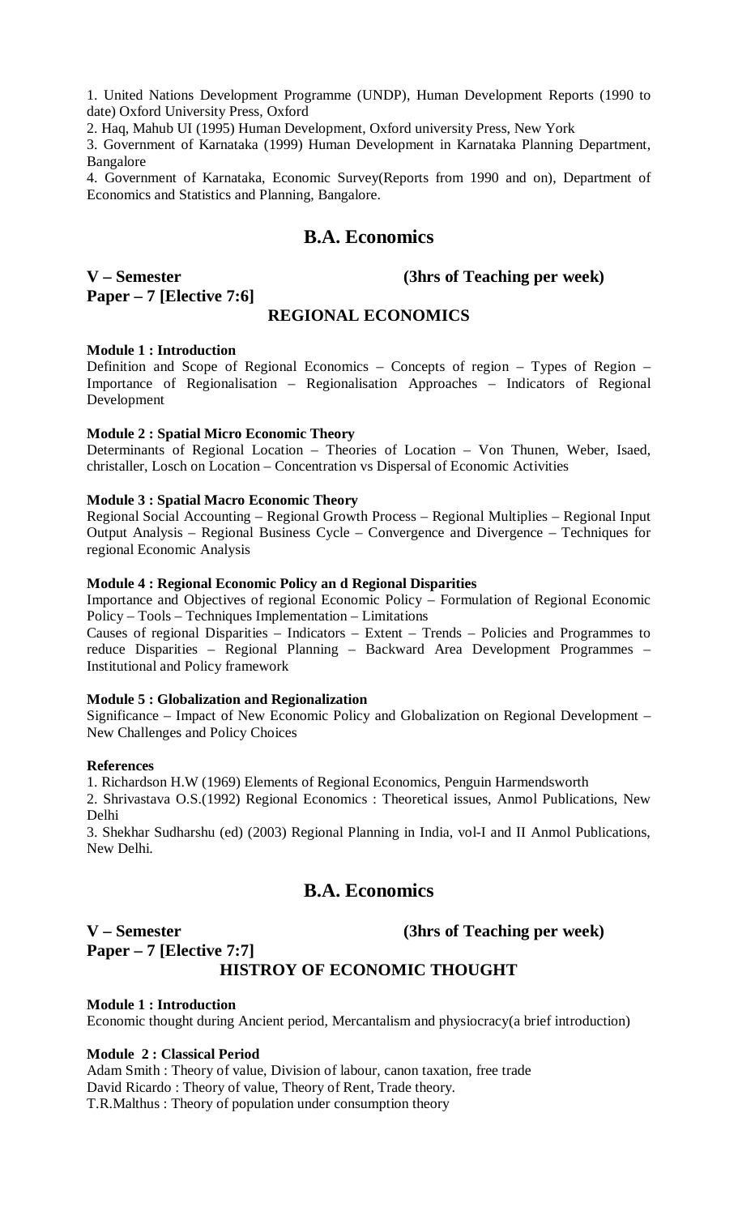1. United Nations Development Programme (UNDP), Human Development Reports (1990 to date) Oxford University Press, Oxford

2. Haq, Mahub Ul (1995) Human Development, Oxford university Press, New York

3. Government of Karnataka (1999) Human Development in Karnataka Planning Department, Bangalore

4. Government of Karnataka, Economic Survey(Reports from 1990 and on), Department of Economics and Statistics and Planning, Bangalore.

## B.A. Economics

**V – Semester** **(3hrs of Teaching per week)**

**Paper – 7 [Elective 7:6]**

### REGIONAL ECONOMICS

**Module 1 : Introduction**

Definition and Scope of Regional Economics – Concepts of region – Types of Region – Importance of Regionalisation – Regionalisation Approaches – Indicators of Regional Development

**Module 2 : Spatial Micro Economic Theory**

Determinants of Regional Location – Theories of Location – Von Thunen, Weber, Isaed, christaller, Losch on Location – Concentration vs Dispersal of Economic Activities

**Module 3 : Spatial Macro Economic Theory**

Regional Social Accounting – Regional Growth Process – Regional Multiplies – Regional Input Output Analysis – Regional Business Cycle – Convergence and Divergence – Techniques for regional Economic Analysis

**Module 4 : Regional Economic Policy an d Regional Disparities**

Importance and Objectives of regional Economic Policy – Formulation of Regional Economic Policy – Tools – Techniques Implementation – Limitations

Causes of regional Disparities – Indicators – Extent – Trends – Policies and Programmes to reduce Disparities – Regional Planning – Backward Area Development Programmes – Institutional and Policy framework

**Module 5 : Globalization and Regionalization**

Significance – Impact of New Economic Policy and Globalization on Regional Development – New Challenges and Policy Choices

**References**

1. Richardson H.W (1969) Elements of Regional Economics, Penguin Harmendsworth

2. Shrivastava O.S.(1992) Regional Economics : Theoretical issues, Anmol Publications, New Delhi

3. Shekhar Sudharshu (ed) (2003) Regional Planning in India, vol-I and II Anmol Publications, New Delhi.

## B.A. Economics

**V – Semester** **(3hrs of Teaching per week)**

**Paper – 7 [Elective 7:7]**

### HISTROY OF ECONOMIC THOUGHT

**Module 1 : Introduction**

Economic thought during Ancient period, Mercantalism and physiocracy(a brief introduction)

**Module 2 : Classical Period**

Adam Smith : Theory of value, Division of labour, canon taxation, free trade

David Ricardo : Theory of value, Theory of Rent, Trade theory.

T.R.Malthus : Theory of population under consumption theory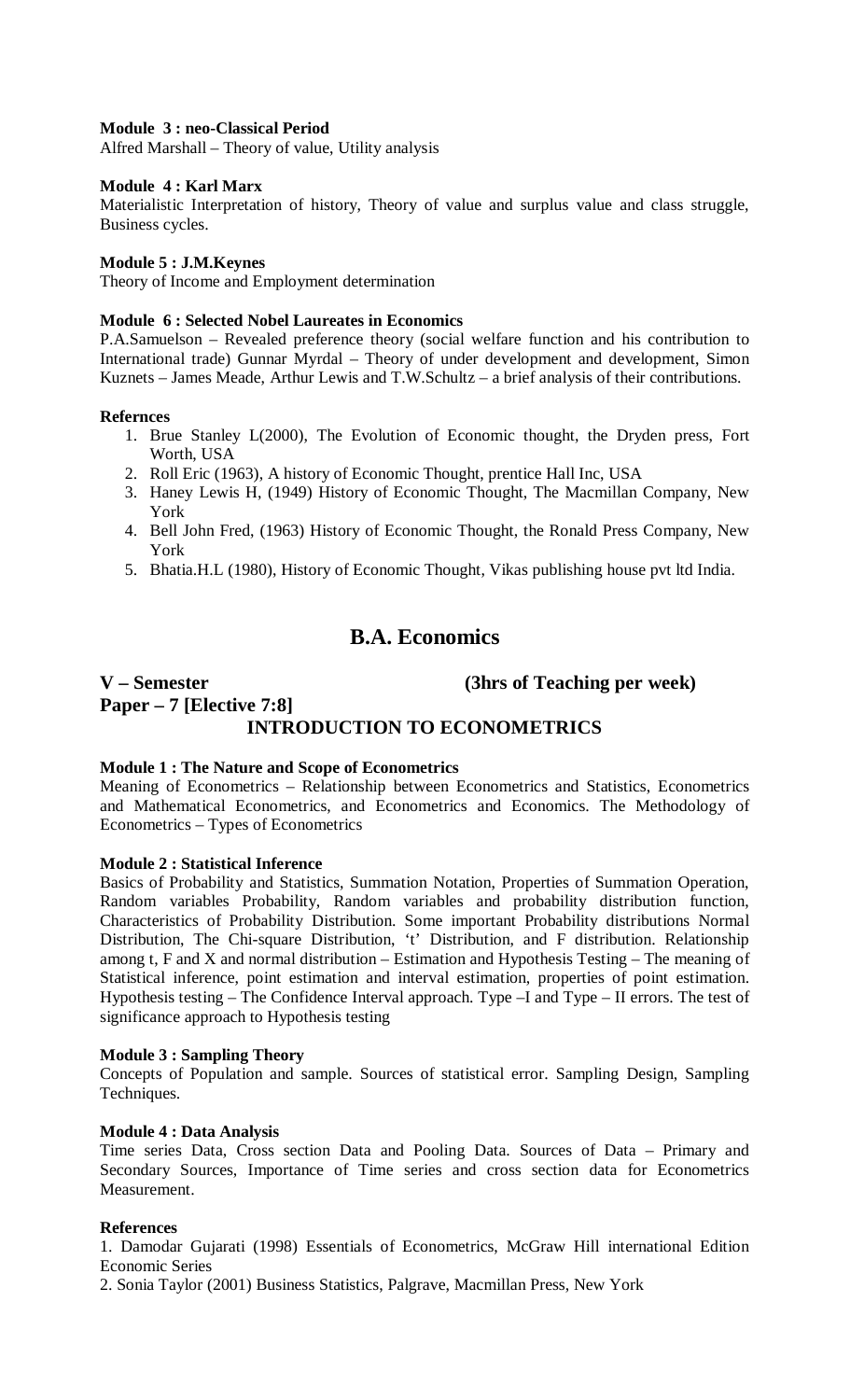**Module 3 : neo-Classical Period**

Alfred Marshall – Theory of value, Utility analysis

**Module 4 : Karl Marx**

Materialistic Interpretation of history, Theory of value and surplus value and class struggle, Business cycles.

**Module 5 : J.M.Keynes**

Theory of Income and Employment determination

**Module 6 : Selected Nobel Laureates in Economics**

P.A.Samuelson – Revealed preference theory (social welfare function and his contribution to International trade) Gunnar Myrdal – Theory of under development and development, Simon Kuznets – James Meade, Arthur Lewis and T.W.Schultz – a brief analysis of their contributions.

**Refernces**

1. Brue Stanley L(2000), The Evolution of Economic thought, the Dryden press, Fort Worth, USA
2. Roll Eric (1963), A history of Economic Thought, prentice Hall Inc, USA
3. Haney Lewis H, (1949) History of Economic Thought, The Macmillan Company, New York
4. Bell John Fred, (1963) History of Economic Thought, the Ronald Press Company, New York
5. Bhatia.H.L (1980), History of Economic Thought, Vikas publishing house pvt ltd India.

# B.A. Economics

**V – Semester** **(3hrs of Teaching per week)**

**Paper – 7 [Elective 7:8]**

## INTRODUCTION TO ECONOMETRICS

**Module 1 : The Nature and Scope of Econometrics**

Meaning of Econometrics – Relationship between Econometrics and Statistics, Econometrics and Mathematical Econometrics, and Econometrics and Economics. The Methodology of Econometrics – Types of Econometrics

**Module 2 : Statistical Inference**

Basics of Probability and Statistics, Summation Notation, Properties of Summation Operation, Random variables Probability, Random variables and probability distribution function, Characteristics of Probability Distribution. Some important Probability distributions Normal Distribution, The Chi-square Distribution, 't' Distribution, and F distribution. Relationship among t, F and X and normal distribution – Estimation and Hypothesis Testing – The meaning of Statistical inference, point estimation and interval estimation, properties of point estimation. Hypothesis testing – The Confidence Interval approach. Type –I and Type – II errors. The test of significance approach to Hypothesis testing

**Module 3 : Sampling Theory**

Concepts of Population and sample. Sources of statistical error. Sampling Design, Sampling Techniques.

**Module 4 : Data Analysis**

Time series Data, Cross section Data and Pooling Data. Sources of Data – Primary and Secondary Sources, Importance of Time series and cross section data for Econometrics Measurement.

**References**

1. Damodar Gujarati (1998) Essentials of Econometrics, McGraw Hill international Edition Economic Series
2. Sonia Taylor (2001) Business Statistics, Palgrave, Macmillan Press, New York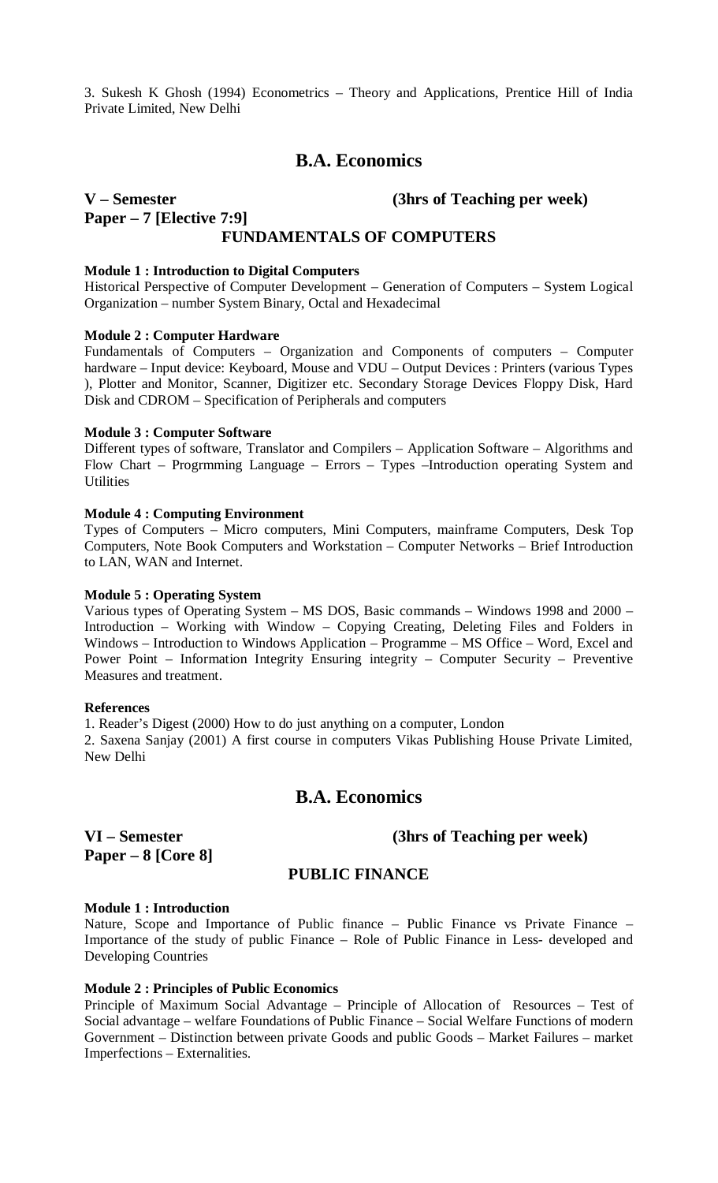3. Sukesh K Ghosh (1994) Econometrics – Theory and Applications, Prentice Hill of India Private Limited, New Delhi

# B.A. Economics

**V – Semester** **(3hrs of Teaching per week)**

**Paper – 7 [Elective 7:9]**

## FUNDAMENTALS OF COMPUTERS

**Module 1 : Introduction to Digital Computers**

Historical Perspective of Computer Development – Generation of Computers – System Logical Organization – number System Binary, Octal and Hexadecimal

**Module 2 : Computer Hardware**

Fundamentals of Computers – Organization and Components of computers – Computer hardware – Input device: Keyboard, Mouse and VDU – Output Devices : Printers (various Types ), Plotter and Monitor, Scanner, Digitizer etc. Secondary Storage Devices Floppy Disk, Hard Disk and CDROM – Specification of Peripherals and computers

**Module 3 : Computer Software**

Different types of software, Translator and Compilers – Application Software – Algorithms and Flow Chart – Progrmming Language – Errors – Types –Introduction operating System and Utilities

**Module 4 : Computing Environment**

Types of Computers – Micro computers, Mini Computers, mainframe Computers, Desk Top Computers, Note Book Computers and Workstation – Computer Networks – Brief Introduction to LAN, WAN and Internet.

**Module 5 : Operating System**

Various types of Operating System – MS DOS, Basic commands – Windows 1998 and 2000 – Introduction – Working with Window – Copying Creating, Deleting Files and Folders in Windows – Introduction to Windows Application – Programme – MS Office – Word, Excel and Power Point – Information Integrity Ensuring integrity – Computer Security – Preventive Measures and treatment.

**References**

1. Reader's Digest (2000) How to do just anything on a computer, London
2. Saxena Sanjay (2001) A first course in computers Vikas Publishing House Private Limited, New Delhi

# B.A. Economics

**VI – Semester** **(3hrs of Teaching per week)**

**Paper – 8 [Core 8]**

## PUBLIC FINANCE

**Module 1 : Introduction**

Nature, Scope and Importance of Public finance – Public Finance vs Private Finance – Importance of the study of public Finance – Role of Public Finance in Less- developed and Developing Countries

**Module 2 : Principles of Public Economics**

Principle of Maximum Social Advantage – Principle of Allocation of Resources – Test of Social advantage – welfare Foundations of Public Finance – Social Welfare Functions of modern Government – Distinction between private Goods and public Goods – Market Failures – market Imperfections – Externalities.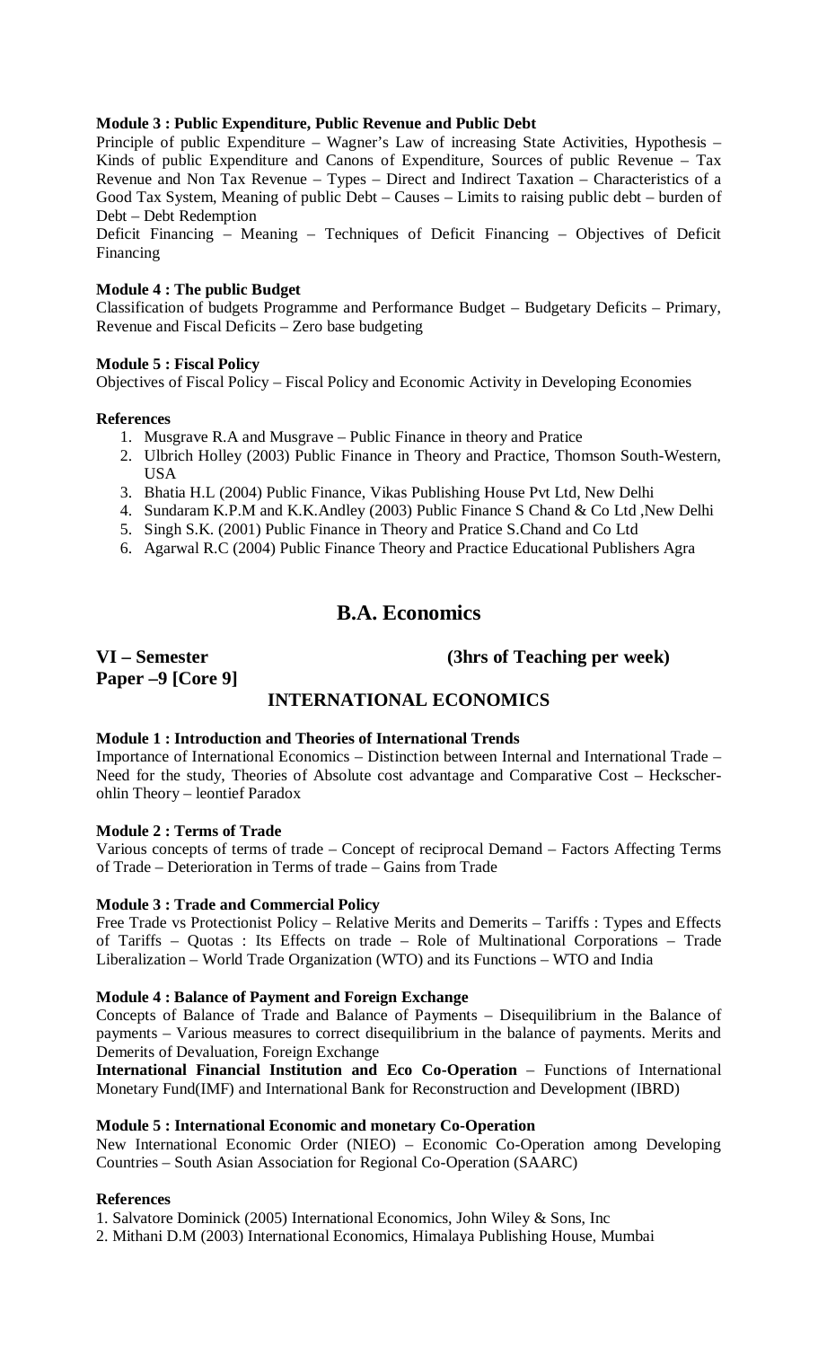**Module 3 : Public Expenditure, Public Revenue and Public Debt**

Principle of public Expenditure – Wagner's Law of increasing State Activities, Hypothesis – Kinds of public Expenditure and Canons of Expenditure, Sources of public Revenue – Tax Revenue and Non Tax Revenue – Types – Direct and Indirect Taxation – Characteristics of a Good Tax System, Meaning of public Debt – Causes – Limits to raising public debt – burden of Debt – Debt Redemption

Deficit Financing – Meaning – Techniques of Deficit Financing – Objectives of Deficit Financing

**Module 4 : The public Budget**

Classification of budgets Programme and Performance Budget – Budgetary Deficits – Primary, Revenue and Fiscal Deficits – Zero base budgeting

**Module 5 : Fiscal Policy**

Objectives of Fiscal Policy – Fiscal Policy and Economic Activity in Developing Economies

**References**

1. Musgrave R.A and Musgrave – Public Finance in theory and Pratice
2. Ulbrich Holley (2003) Public Finance in Theory and Practice, Thomson South-Western, USA
3. Bhatia H.L (2004) Public Finance, Vikas Publishing House Pvt Ltd, New Delhi
4. Sundaram K.P.M and K.K.Andley (2003) Public Finance S Chand & Co Ltd ,New Delhi
5. Singh S.K. (2001) Public Finance in Theory and Pratice S.Chand and Co Ltd
6. Agarwal R.C (2004) Public Finance Theory and Practice Educational Publishers Agra

## B.A. Economics

**VI – Semester** **(3hrs of Teaching per week)**

**Paper –9 [Core 9]**

### INTERNATIONAL ECONOMICS

**Module 1 : Introduction and Theories of International Trends**

Importance of International Economics – Distinction between Internal and International Trade – Need for the study, Theories of Absolute cost advantage and Comparative Cost – Heckscher-ohlin Theory – leontief Paradox

**Module 2 : Terms of Trade**

Various concepts of terms of trade – Concept of reciprocal Demand – Factors Affecting Terms of Trade – Deterioration in Terms of trade – Gains from Trade

**Module 3 : Trade and Commercial Policy**

Free Trade vs Protectionist Policy – Relative Merits and Demerits – Tariffs : Types and Effects of Tariffs – Quotas : Its Effects on trade – Role of Multinational Corporations – Trade Liberalization – World Trade Organization (WTO) and its Functions – WTO and India

**Module 4 : Balance of Payment and Foreign Exchange**

Concepts of Balance of Trade and Balance of Payments – Disequilibrium in the Balance of payments – Various measures to correct disequilibrium in the balance of payments. Merits and Demerits of Devaluation, Foreign Exchange

**International Financial Institution and Eco Co-Operation** – Functions of International Monetary Fund(IMF) and International Bank for Reconstruction and Development (IBRD)

**Module 5 : International Economic and monetary Co-Operation**

New International Economic Order (NIEO) – Economic Co-Operation among Developing Countries – South Asian Association for Regional Co-Operation (SAARC)

**References**

1. Salvatore Dominick (2005) International Economics, John Wiley & Sons, Inc
2. Mithani D.M (2003) International Economics, Himalaya Publishing House, Mumbai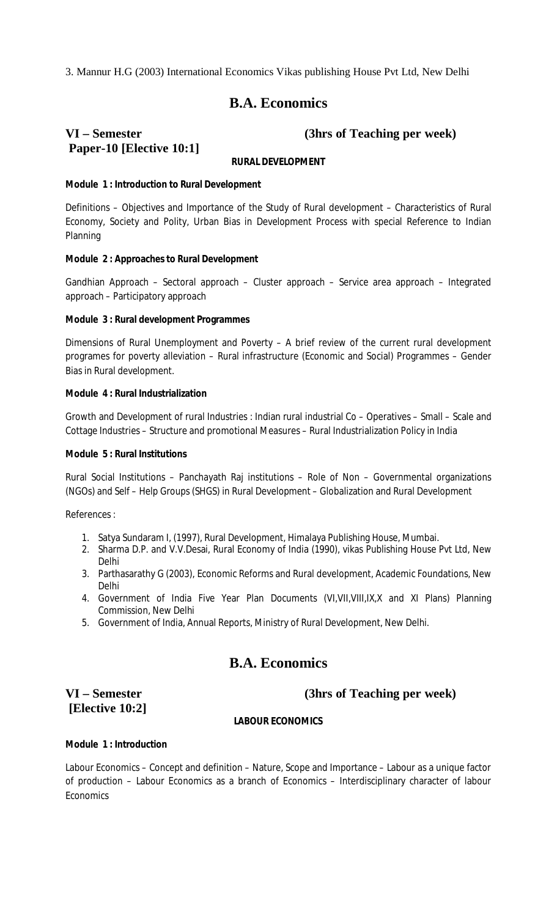3. Mannur H.G (2003) International Economics Vikas publishing House Pvt Ltd, New Delhi

# B.A. Economics

**VI – Semester** **(3hrs of Teaching per week)**
**Paper-10 [Elective 10:1]**

## RURAL DEVELOPMENT

**Module 1 : Introduction to Rural Development**

Definitions – Objectives and Importance of the Study of Rural development – Characteristics of Rural Economy, Society and Polity, Urban Bias in Development Process with special Reference to Indian Planning

**Module 2 : Approaches to Rural Development**

Gandhian Approach – Sectoral approach – Cluster approach – Service area approach – Integrated approach – Participatory approach

**Module 3 : Rural development Programmes**

Dimensions of Rural Unemployment and Poverty – A brief review of the current rural development programes for poverty alleviation – Rural infrastructure (Economic and Social) Programmes – Gender Bias in Rural development.

**Module 4 : Rural Industrialization**

Growth and Development of rural Industries : Indian rural industrial Co – Operatives – Small – Scale and Cottage Industries – Structure and promotional Measures – Rural Industrialization Policy in India

**Module 5 : Rural Institutions**

Rural Social Institutions – Panchayath Raj institutions – Role of Non – Governmental organizations (NGOs) and Self – Help Groups (SHGS) in Rural Development – Globalization and Rural Development

References :

1. Satya Sundaram I, (1997), Rural Development, Himalaya Publishing House, Mumbai.
2. Sharma D.P. and V.V.Desai, Rural Economy of India (1990), vikas Publishing House Pvt Ltd, New Delhi
3. Parthasarathy G (2003), Economic Reforms and Rural development, Academic Foundations, New Delhi
4. Government of India Five Year Plan Documents (VI,VII,VIII,IX,X and XI Plans) Planning Commission, New Delhi
5. Government of India, Annual Reports, Ministry of Rural Development, New Delhi.

# B.A. Economics

**VI – Semester** **(3hrs of Teaching per week)**
**[Elective 10:2]**

## LABOUR ECONOMICS

**Module 1 : Introduction**

Labour Economics – Concept and definition – Nature, Scope and Importance – Labour as a unique factor of production – Labour Economics as a branch of Economics – Interdisciplinary character of labour Economics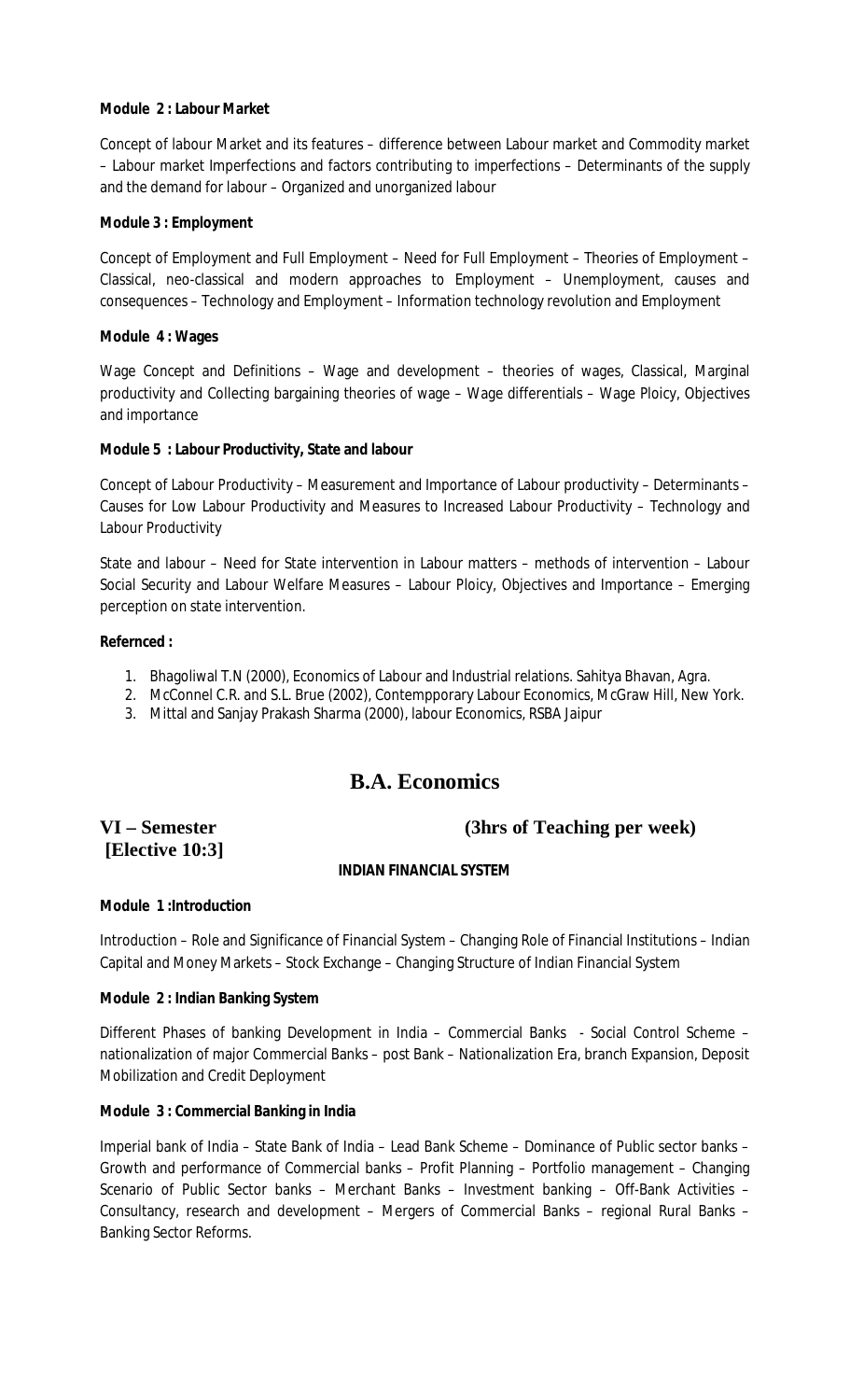**Module 2 : Labour Market**

Concept of labour Market and its features – difference between Labour market and Commodity market – Labour market Imperfections and factors contributing to imperfections – Determinants of the supply and the demand for labour – Organized and unorganized labour

**Module 3 : Employment**

Concept of Employment and Full Employment – Need for Full Employment – Theories of Employment – Classical, neo-classical and modern approaches to Employment – Unemployment, causes and consequences – Technology and Employment – Information technology revolution and Employment

**Module 4 : Wages**

Wage Concept and Definitions – Wage and development – theories of wages, Classical, Marginal productivity and Collecting bargaining theories of wage – Wage differentials – Wage Ploicy, Objectives and importance

**Module 5 : Labour Productivity, State and labour**

Concept of Labour Productivity – Measurement and Importance of Labour productivity – Determinants – Causes for Low Labour Productivity and Measures to Increased Labour Productivity – Technology and Labour Productivity

State and labour – Need for State intervention in Labour matters – methods of intervention – Labour Social Security and Labour Welfare Measures – Labour Ploicy, Objectives and Importance – Emerging perception on state intervention.

**Refernced :**

1. Bhagoliwal T.N (2000), Economics of Labour and Industrial relations. Sahitya Bhavan, Agra.
2. McConnel C.R. and S.L. Brue (2002), Contempporary Labour Economics, McGraw Hill, New York.
3. Mittal and Sanjay Prakash Sharma (2000), labour Economics, RSBA Jaipur

## B.A. Economics

**VI – Semester** **(3hrs of Teaching per week)**
**[Elective 10:3]**

**INDIAN FINANCIAL SYSTEM**

**Module 1 :Introduction**

Introduction – Role and Significance of Financial System – Changing Role of Financial Institutions – Indian Capital and Money Markets – Stock Exchange – Changing Structure of Indian Financial System

**Module 2 : Indian Banking System**

Different Phases of banking Development in India – Commercial Banks - Social Control Scheme – nationalization of major Commercial Banks – post Bank – Nationalization Era, branch Expansion, Deposit Mobilization and Credit Deployment

**Module 3 : Commercial Banking in India**

Imperial bank of India – State Bank of India – Lead Bank Scheme – Dominance of Public sector banks – Growth and performance of Commercial banks – Profit Planning – Portfolio management – Changing Scenario of Public Sector banks – Merchant Banks – Investment banking – Off-Bank Activities – Consultancy, research and development – Mergers of Commercial Banks – regional Rural Banks – Banking Sector Reforms.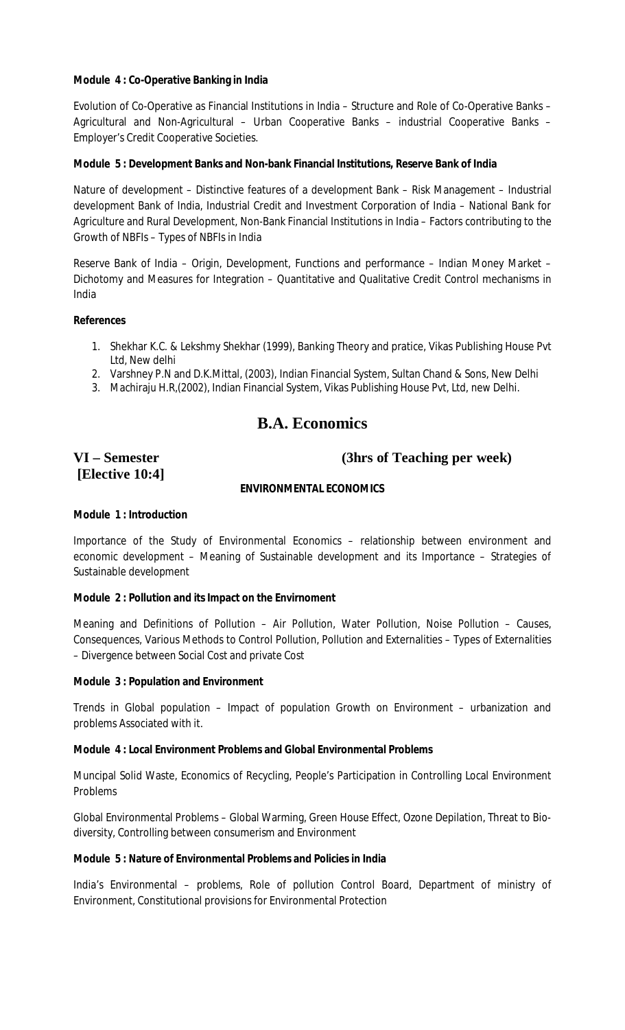**Module 4 : Co-Operative Banking in India**

Evolution of Co-Operative as Financial Institutions in India – Structure and Role of Co-Operative Banks – Agricultural and Non-Agricultural – Urban Cooperative Banks – industrial Cooperative Banks – Employer's Credit Cooperative Societies.

**Module 5 : Development Banks and Non-bank Financial Institutions, Reserve Bank of India**

Nature of development – Distinctive features of a development Bank – Risk Management – Industrial development Bank of India, Industrial Credit and Investment Corporation of India – National Bank for Agriculture and Rural Development, Non-Bank Financial Institutions in India – Factors contributing to the Growth of NBFIs – Types of NBFIs in India

Reserve Bank of India – Origin, Development, Functions and performance – Indian Money Market – Dichotomy and Measures for Integration – Quantitative and Qualitative Credit Control mechanisms in India

**References**

1. Shekhar K.C. & Lekshmy Shekhar (1999), Banking Theory and pratice, Vikas Publishing House Pvt Ltd, New delhi
2. Varshney P.N and D.K.Mittal, (2003), Indian Financial System, Sultan Chand & Sons, New Delhi
3. Machiraju H.R,(2002), Indian Financial System, Vikas Publishing House Pvt, Ltd, new Delhi.

# B.A. Economics

**VI – Semester** **(3hrs of Teaching per week)**

**[Elective 10:4]**

**ENVIRONMENTAL ECONOMICS**

**Module 1 : Introduction**

Importance of the Study of Environmental Economics – relationship between environment and economic development – Meaning of Sustainable development and its Importance – Strategies of Sustainable development

**Module 2 : Pollution and its Impact on the Envirnoment**

Meaning and Definitions of Pollution – Air Pollution, Water Pollution, Noise Pollution – Causes, Consequences, Various Methods to Control Pollution, Pollution and Externalities – Types of Externalities – Divergence between Social Cost and private Cost

**Module 3 : Population and Environment**

Trends in Global population – Impact of population Growth on Environment – urbanization and problems Associated with it.

**Module 4 : Local Environment Problems and Global Environmental Problems**

Muncipal Solid Waste, Economics of Recycling, People's Participation in Controlling Local Environment Problems

Global Environmental Problems – Global Warming, Green House Effect, Ozone Depilation, Threat to Bio-diversity, Controlling between consumerism and Environment

**Module 5 : Nature of Environmental Problems and Policies in India**

India's Environmental – problems, Role of pollution Control Board, Department of ministry of Environment, Constitutional provisions for Environmental Protection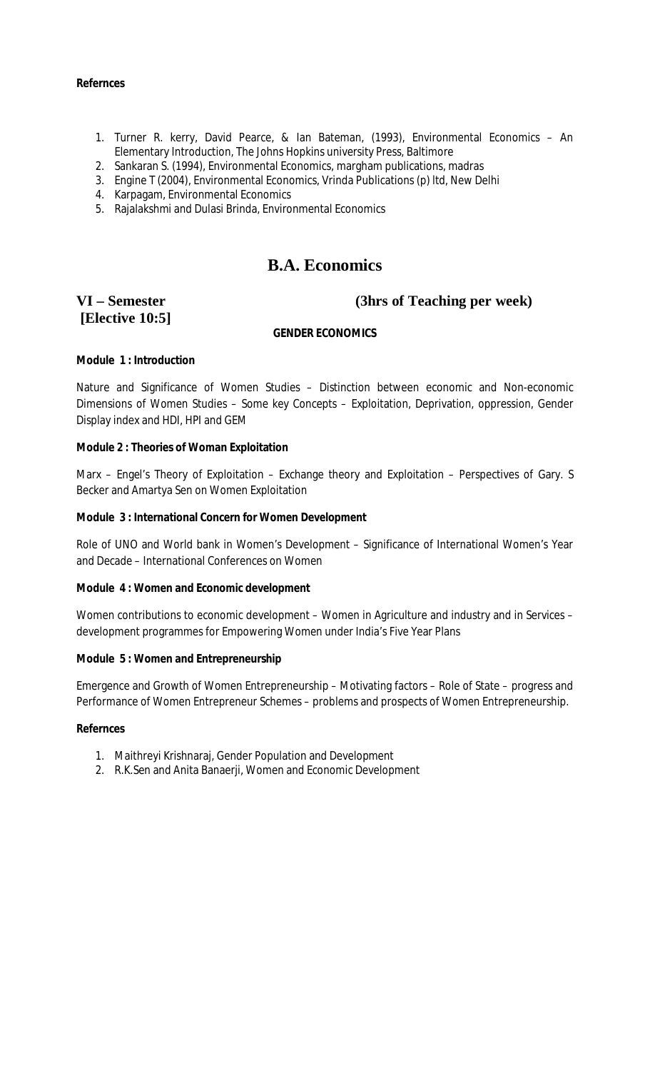**Refernces**

1. Turner R. kerry, David Pearce, & Ian Bateman, (1993), Environmental Economics – An Elementary Introduction, The Johns Hopkins university Press, Baltimore
2. Sankaran S. (1994), Environmental Economics, margham publications, madras
3. Engine T (2004), Environmental Economics, Vrinda Publications (p) ltd, New Delhi
4. Karpagam, Environmental Economics
5. Rajalakshmi and Dulasi Brinda, Environmental Economics

# B.A. Economics

**VI – Semester** **(3hrs of Teaching per week)**

**[Elective 10:5]**

## GENDER ECONOMICS

**Module 1 : Introduction**

Nature and Significance of Women Studies – Distinction between economic and Non-economic Dimensions of Women Studies – Some key Concepts – Exploitation, Deprivation, oppression, Gender Display index and HDI, HPI and GEM

**Module 2 : Theories of Woman Exploitation**

Marx – Engel's Theory of Exploitation – Exchange theory and Exploitation – Perspectives of Gary. S Becker and Amartya Sen on Women Exploitation

**Module 3 : International Concern for Women Development**

Role of UNO and World bank in Women's Development – Significance of International Women's Year and Decade – International Conferences on Women

**Module 4 : Women and Economic development**

Women contributions to economic development – Women in Agriculture and industry and in Services – development programmes for Empowering Women under India's Five Year Plans

**Module 5 : Women and Entrepreneurship**

Emergence and Growth of Women Entrepreneurship – Motivating factors – Role of State – progress and Performance of Women Entrepreneur Schemes – problems and prospects of Women Entrepreneurship.

**Refernces**

1. Maithreyi Krishnaraj, Gender Population and Development
2. R.K.Sen and Anita Banaerji, Women and Economic Development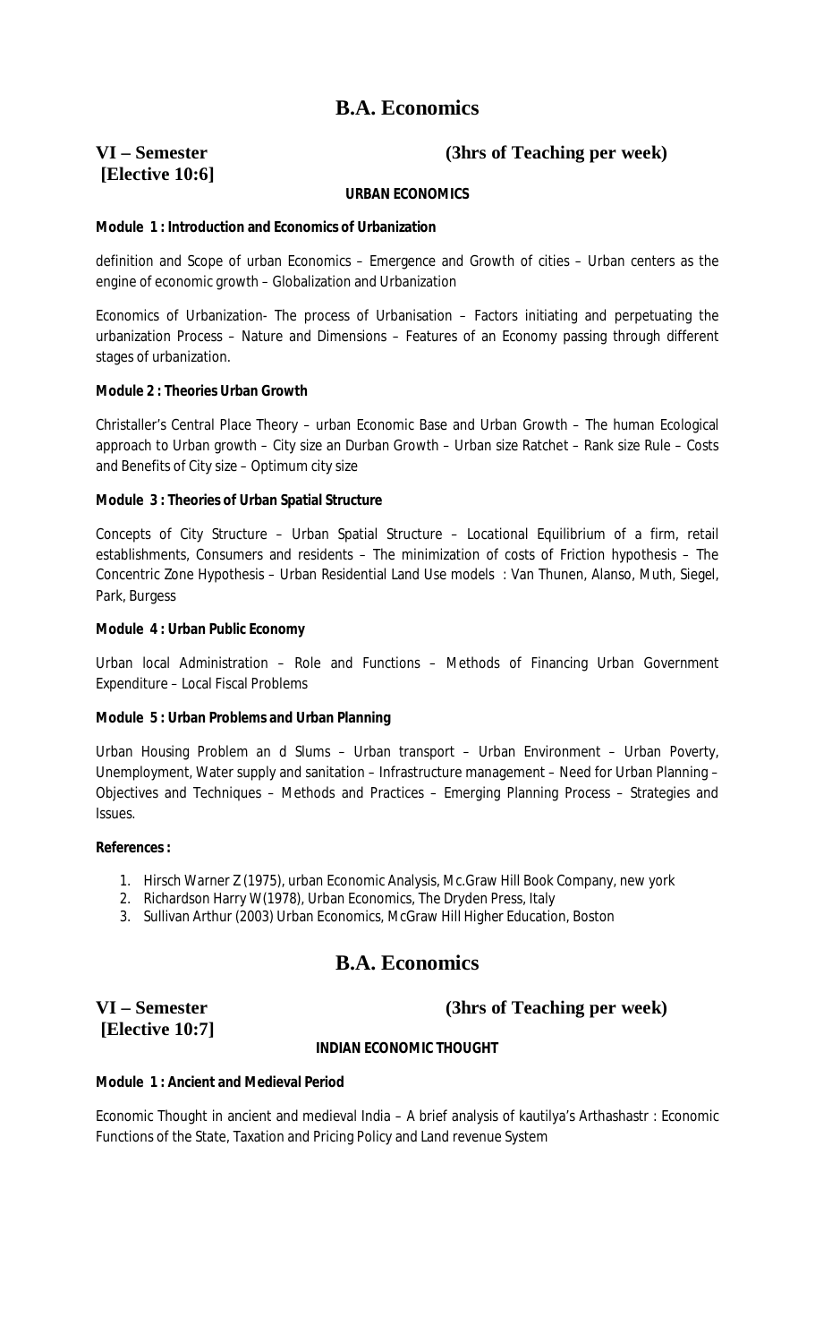# B.A. Economics

**VI – Semester** **(3hrs of Teaching per week)**
**[Elective 10:6]**

**URBAN ECONOMICS**

**Module 1 : Introduction and Economics of Urbanization**

definition and Scope of urban Economics – Emergence and Growth of cities – Urban centers as the engine of economic growth – Globalization and Urbanization

Economics of Urbanization- The process of Urbanisation – Factors initiating and perpetuating the urbanization Process – Nature and Dimensions – Features of an Economy passing through different stages of urbanization.

**Module 2 : Theories Urban Growth**

Christaller's Central Place Theory – urban Economic Base and Urban Growth – The human Ecological approach to Urban growth – City size an Durban Growth – Urban size Ratchet – Rank size Rule – Costs and Benefits of City size – Optimum city size

**Module 3 : Theories of Urban Spatial Structure**

Concepts of City Structure – Urban Spatial Structure – Locational Equilibrium of a firm, retail establishments, Consumers and residents – The minimization of costs of Friction hypothesis – The Concentric Zone Hypothesis – Urban Residential Land Use models : Van Thunen, Alanso, Muth, Siegel, Park, Burgess

**Module 4 : Urban Public Economy**

Urban local Administration – Role and Functions – Methods of Financing Urban Government Expenditure – Local Fiscal Problems

**Module 5 : Urban Problems and Urban Planning**

Urban Housing Problem an d Slums – Urban transport – Urban Environment – Urban Poverty, Unemployment, Water supply and sanitation – Infrastructure management – Need for Urban Planning – Objectives and Techniques – Methods and Practices – Emerging Planning Process – Strategies and Issues.

**References :**

1. Hirsch Warner Z (1975), urban Economic Analysis, Mc.Graw Hill Book Company, new york
2. Richardson Harry W(1978), Urban Economics, The Dryden Press, Italy
3. Sullivan Arthur (2003) Urban Economics, McGraw Hill Higher Education, Boston

# B.A. Economics

**VI – Semester** **(3hrs of Teaching per week)**
**[Elective 10:7]**

**INDIAN ECONOMIC THOUGHT**

**Module 1 : Ancient and Medieval Period**

Economic Thought in ancient and medieval India – A brief analysis of kautilya's Arthashastr : Economic Functions of the State, Taxation and Pricing Policy and Land revenue System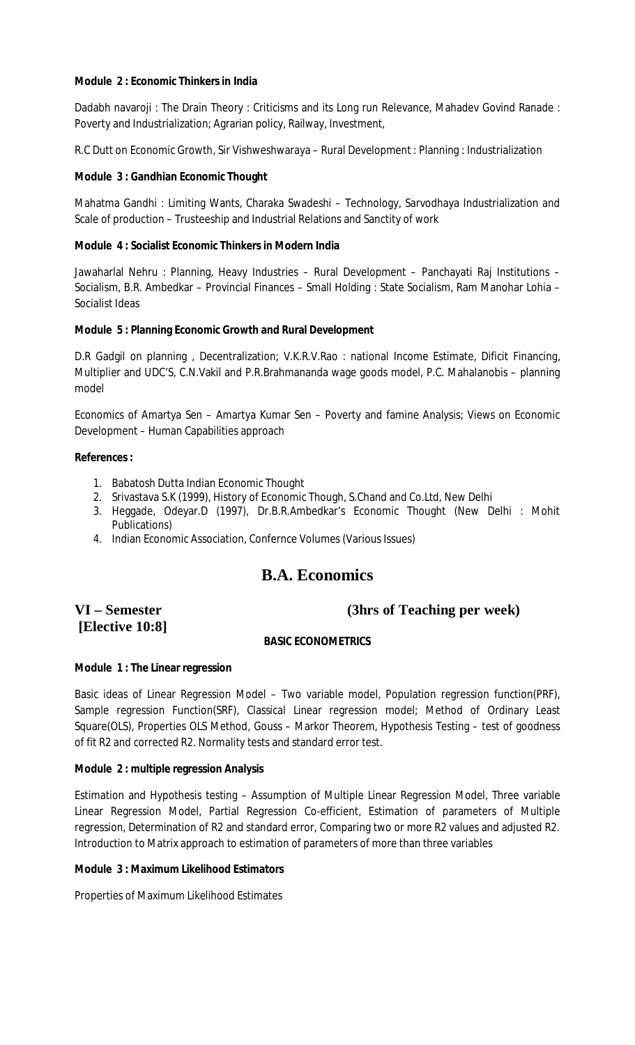**Module 2 : Economic Thinkers in India**

Dadabh navaroji : The Drain Theory : Criticisms and its Long run Relevance, Mahadev Govind Ranade : Poverty and Industrialization; Agrarian policy, Railway, Investment,

R.C Dutt on Economic Growth, Sir Vishweshwaraya – Rural Development : Planning : Industrialization

**Module 3 : Gandhian Economic Thought**

Mahatma Gandhi : Limiting Wants, Charaka Swadeshi – Technology, Sarvodhaya Industrialization and Scale of production – Trusteeship and Industrial Relations and Sanctity of work

**Module 4 : Socialist Economic Thinkers in Modern India**

Jawaharlal Nehru : Planning, Heavy Industries – Rural Development – Panchayati Raj Institutions – Socialism, B.R. Ambedkar – Provincial Finances – Small Holding : State Socialism, Ram Manohar Lohia – Socialist Ideas

**Module 5 : Planning Economic Growth and Rural Development**

D.R Gadgil on planning , Decentralization; V.K.R.V.Rao : national Income Estimate, Dificit Financing, Multiplier and UDC'S, C.N.Vakil and P.R.Brahmananda wage goods model, P.C. Mahalanobis – planning model

Economics of Amartya Sen – Amartya Kumar Sen – Poverty and famine Analysis; Views on Economic Development – Human Capabilities approach

**References :**

1. Babatosh Dutta Indian Economic Thought
2. Srivastava S.K (1999), History of Economic Though, S.Chand and Co.Ltd, New Delhi
3. Heggade, Odeyar.D (1997), Dr.B.R.Ambedkar's Economic Thought (New Delhi : Mohit Publications)
4. Indian Economic Association, Confernce Volumes (Various Issues)

## B.A. Economics

**VI – Semester** **(3hrs of Teaching per week)**
**[Elective 10:8]**

**BASIC ECONOMETRICS**

**Module 1 : The Linear regression**

Basic ideas of Linear Regression Model – Two variable model, Population regression function(PRF), Sample regression Function(SRF), Classical Linear regression model; Method of Ordinary Least Square(OLS), Properties OLS Method, Gouss – Markor Theorem, Hypothesis Testing – test of goodness of fit R2 and corrected R2. Normality tests and standard error test.

**Module 2 : multiple regression Analysis**

Estimation and Hypothesis testing – Assumption of Multiple Linear Regression Model, Three variable Linear Regression Model, Partial Regression Co-efficient, Estimation of parameters of Multiple regression, Determination of R2 and standard error, Comparing two or more R2 values and adjusted R2. Introduction to Matrix approach to estimation of parameters of more than three variables

**Module 3 : Maximum Likelihood Estimators**

Properties of Maximum Likelihood Estimates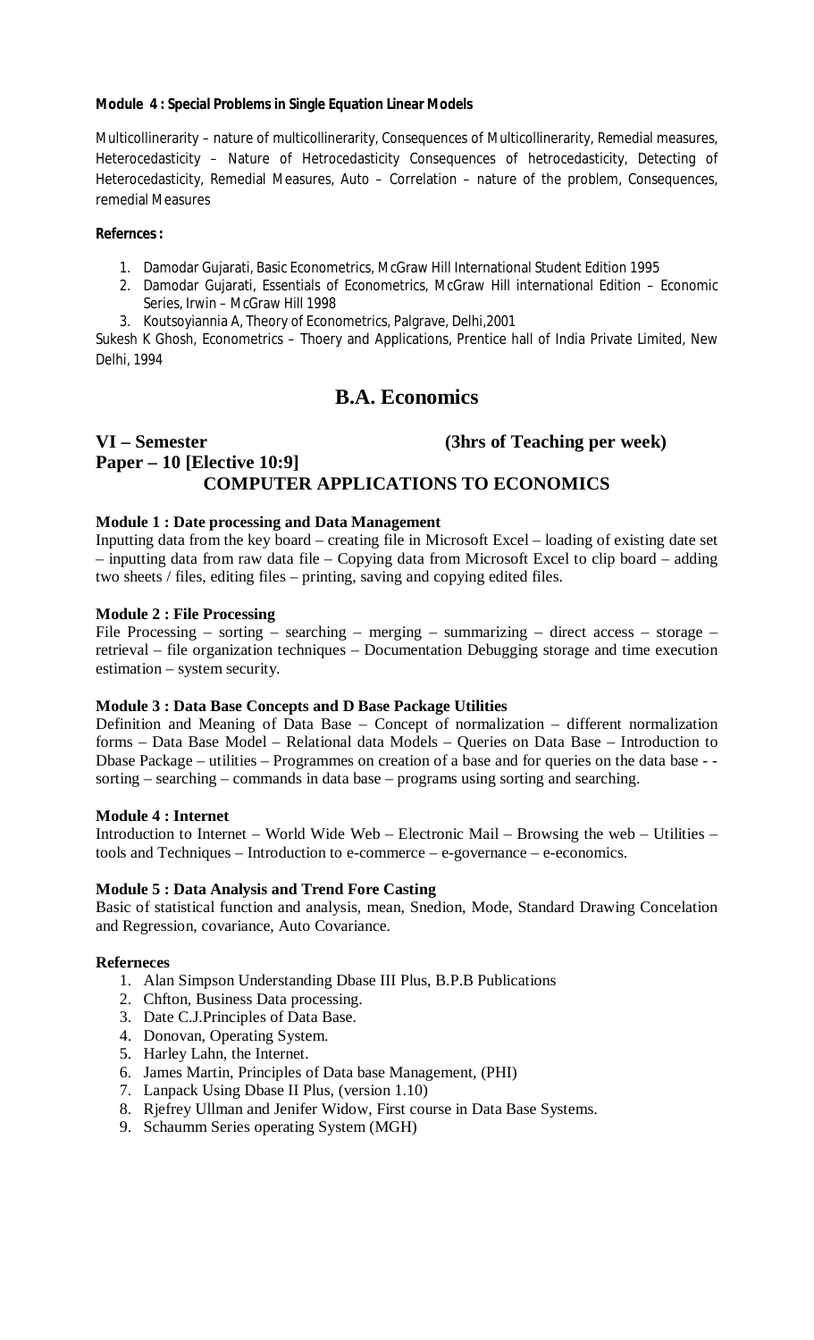**Module 4 : Special Problems in Single Equation Linear Models**

Multicollinerarity – nature of multicollinerarity, Consequences of Multicollinerarity, Remedial measures, Heterocedasticity – Nature of Hetrocedasticity Consequences of hetrocedasticity, Detecting of Heterocedasticity, Remedial Measures, Auto – Correlation – nature of the problem, Consequences, remedial Measures

**Refernces :**

1. Damodar Gujarati, Basic Econometrics, McGraw Hill International Student Edition 1995
2. Damodar Gujarati, Essentials of Econometrics, McGraw Hill international Edition – Economic Series, Irwin – McGraw Hill 1998
3. Koutsoyiannia A, Theory of Econometrics, Palgrave, Delhi,2001

Sukesh K Ghosh, Econometrics – Thoery and Applications, Prentice hall of India Private Limited, New Delhi, 1994

# B.A. Economics

**VI – Semester (3hrs of Teaching per week)**

**Paper – 10 [Elective 10:9]**

## COMPUTER APPLICATIONS TO ECONOMICS

**Module 1 : Date processing and Data Management**

Inputting data from the key board – creating file in Microsoft Excel – loading of existing date set – inputting data from raw data file – Copying data from Microsoft Excel to clip board – adding two sheets / files, editing files – printing, saving and copying edited files.

**Module 2 : File Processing**

File Processing – sorting – searching – merging – summarizing – direct access – storage – retrieval – file organization techniques – Documentation Debugging storage and time execution estimation – system security.

**Module 3 : Data Base Concepts and D Base Package Utilities**

Definition and Meaning of Data Base – Concept of normalization – different normalization forms – Data Base Model – Relational data Models – Queries on Data Base – Introduction to Dbase Package – utilities – Programmes on creation of a base and for queries on the data base - - sorting – searching – commands in data base – programs using sorting and searching.

**Module 4 : Internet**

Introduction to Internet – World Wide Web – Electronic Mail – Browsing the web – Utilities – tools and Techniques – Introduction to e-commerce – e-governance – e-economics.

**Module 5 : Data Analysis and Trend Fore Casting**

Basic of statistical function and analysis, mean, Snedion, Mode, Standard Drawing Concelation and Regression, covariance, Auto Covariance.

**Referneces**

1. Alan Simpson Understanding Dbase III Plus, B.P.B Publications
2. Chfton, Business Data processing.
3. Date C.J.Principles of Data Base.
4. Donovan, Operating System.
5. Harley Lahn, the Internet.
6. James Martin, Principles of Data base Management, (PHI)
7. Lanpack Using Dbase II Plus, (version 1.10)
8. Rjefrey Ullman and Jenifer Widow, First course in Data Base Systems.
9. Schaumm Series operating System (MGH)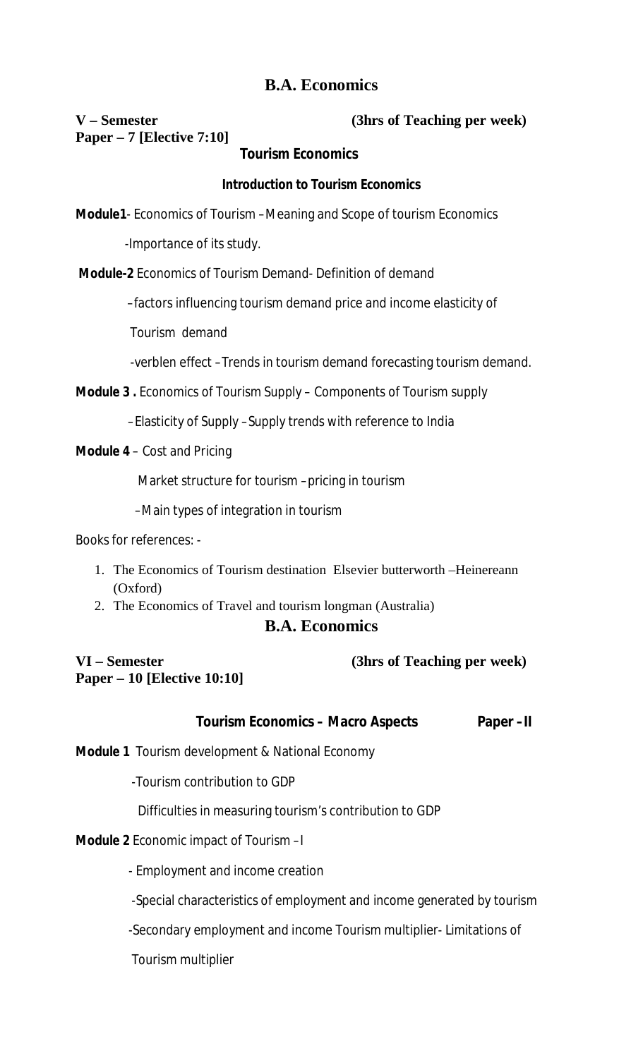# B.A. Economics

**V – Semester** **(3hrs of Teaching per week)**

**Paper – 7 [Elective 7:10]**

## Tourism Economics

### Introduction to Tourism Economics

**Module1**- Economics of Tourism –Meaning and Scope of tourism Economics

-Importance of its study.

**Module-2** Economics of Tourism Demand- Definition of demand

–factors influencing tourism demand price and income elasticity of

Tourism demand

-verblen effect –Trends in tourism demand forecasting tourism demand.

**Module 3 .** Economics of Tourism Supply – Components of Tourism supply

–Elasticity of Supply –Supply trends with reference to India

**Module 4** – Cost and Pricing

Market structure for tourism –pricing in tourism

–Main types of integration in tourism

Books for references: -

1. The Economics of Tourism destination Elsevier butterworth –Heinereann (Oxford)
2. The Economics of Travel and tourism longman (Australia)

# B.A. Economics

**VI – Semester** **(3hrs of Teaching per week)**

**Paper – 10 [Elective 10:10]**

## Tourism Economics – Macro Aspects Paper –II

**Module 1** Tourism development & National Economy

-Tourism contribution to GDP

Difficulties in measuring tourism's contribution to GDP

**Module 2** Economic impact of Tourism –I

- Employment and income creation

-Special characteristics of employment and income generated by tourism

-Secondary employment and income Tourism multiplier- Limitations of

Tourism multiplier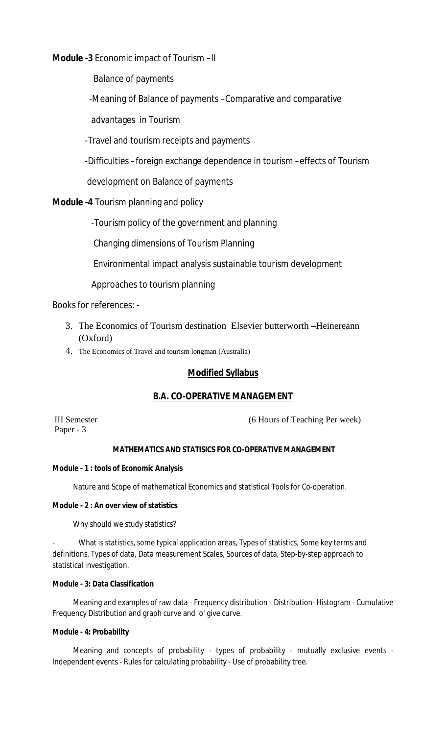**Module -3** Economic impact of Tourism – II

Balance of payments

-Meaning of Balance of payments – Comparative and comparative advantages in Tourism

-Travel and tourism receipts and payments

-Difficulties – foreign exchange dependence in tourism – effects of Tourism development on Balance of payments

**Module -4** Tourism planning and policy

-Tourism policy of the government and planning

Changing dimensions of Tourism Planning

Environmental impact analysis sustainable tourism development

Approaches to tourism planning

Books for references: -

3. The Economics of Tourism destination Elsevier butterworth –Heinereann (Oxford)
4. The Economics of Travel and tourism longman (Australia)

## Modified Syllabus

## B.A. CO-OPERATIVE MANAGEMENT

III Semester (6 Hours of Teaching Per week)

Paper - 3

### MATHEMATICS AND STATISICS FOR CO-OPERATIVE MANAGEMENT

**Module - 1 : tools of Economic Analysis**

Nature and Scope of mathematical Economics and statistical Tools for Co-operation.

**Module - 2 : An over view of statistics**

Why should we study statistics?

- What is statistics, some typical application areas, Types of statistics, Some key terms and definitions, Types of data, Data measurement Scales, Sources of data, Step-by-step approach to statistical investigation.

**Module - 3: Data Classification**

Meaning and examples of raw data - Frequency distribution - Distribution- Histogram - Cumulative Frequency Distribution and graph curve and 'o' give curve.

**Module - 4: Probability**

Meaning and concepts of probability - types of probability - mutually exclusive events - Independent events - Rules for calculating probability - Use of probability tree.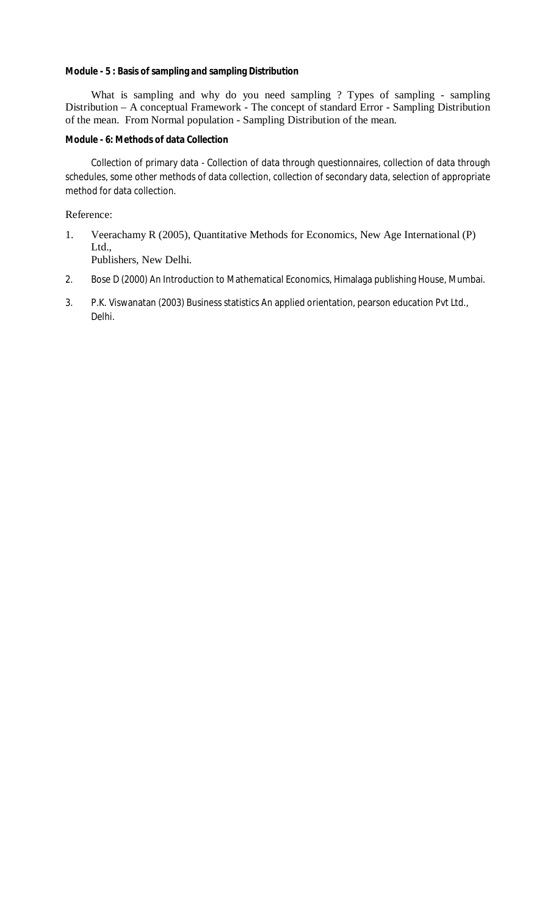**Module - 5 : Basis of sampling and sampling Distribution**

What is sampling and why do you need sampling ? Types of sampling - sampling Distribution – A conceptual Framework - The concept of standard Error - Sampling Distribution of the mean. From Normal population - Sampling Distribution of the mean.

**Module - 6: Methods of data Collection**

Collection of primary data - Collection of data through questionnaires, collection of data through schedules, some other methods of data collection, collection of secondary data, selection of appropriate method for data collection.

Reference:

1. Veerachamy R (2005), Quantitative Methods for Economics, New Age International (P) Ltd.,
   Publishers, New Delhi.
2. Bose D (2000) An Introduction to Mathematical Economics, Himalaga publishing House, Mumbai.
3. P.K. Viswanatan (2003) Business statistics An applied orientation, pearson education Pvt Ltd., Delhi.